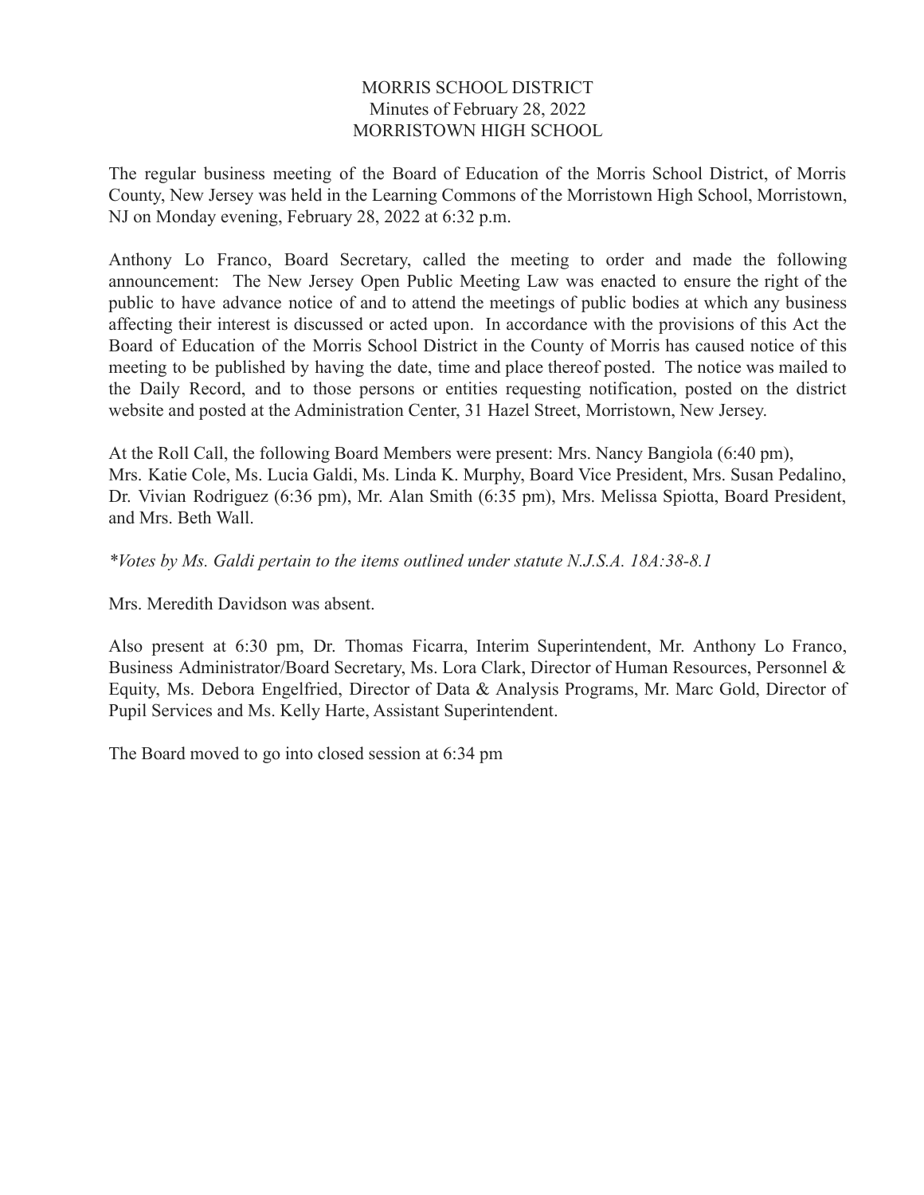# MORRIS SCHOOL DISTRICT
## Minutes of February 28, 2022
## MORRISTOWN HIGH SCHOOL

The regular business meeting of the Board of Education of the Morris School District, of Morris County, New Jersey was held in the Learning Commons of the Morristown High School, Morristown, NJ on Monday evening, February 28, 2022 at 6:32 p.m.

Anthony Lo Franco, Board Secretary, called the meeting to order and made the following announcement: The New Jersey Open Public Meeting Law was enacted to ensure the right of the public to have advance notice of and to attend the meetings of public bodies at which any business affecting their interest is discussed or acted upon. In accordance with the provisions of this Act the Board of Education of the Morris School District in the County of Morris has caused notice of this meeting to be published by having the date, time and place thereof posted. The notice was mailed to the Daily Record, and to those persons or entities requesting notification, posted on the district website and posted at the Administration Center, 31 Hazel Street, Morristown, New Jersey.

At the Roll Call, the following Board Members were present: Mrs. Nancy Bangiola (6:40 pm), Mrs. Katie Cole, Ms. Lucia Galdi, Ms. Linda K. Murphy, Board Vice President, Mrs. Susan Pedalino, Dr. Vivian Rodriguez (6:36 pm), Mr. Alan Smith (6:35 pm), Mrs. Melissa Spiotta, Board President, and Mrs. Beth Wall.

*\*Votes by Ms. Galdi pertain to the items outlined under statute N.J.S.A. 18A:38-8.1*

Mrs. Meredith Davidson was absent.

Also present at 6:30 pm, Dr. Thomas Ficarra, Interim Superintendent, Mr. Anthony Lo Franco, Business Administrator/Board Secretary, Ms. Lora Clark, Director of Human Resources, Personnel & Equity, Ms. Debora Engelfried, Director of Data & Analysis Programs, Mr. Marc Gold, Director of Pupil Services and Ms. Kelly Harte, Assistant Superintendent.

The Board moved to go into closed session at 6:34 pm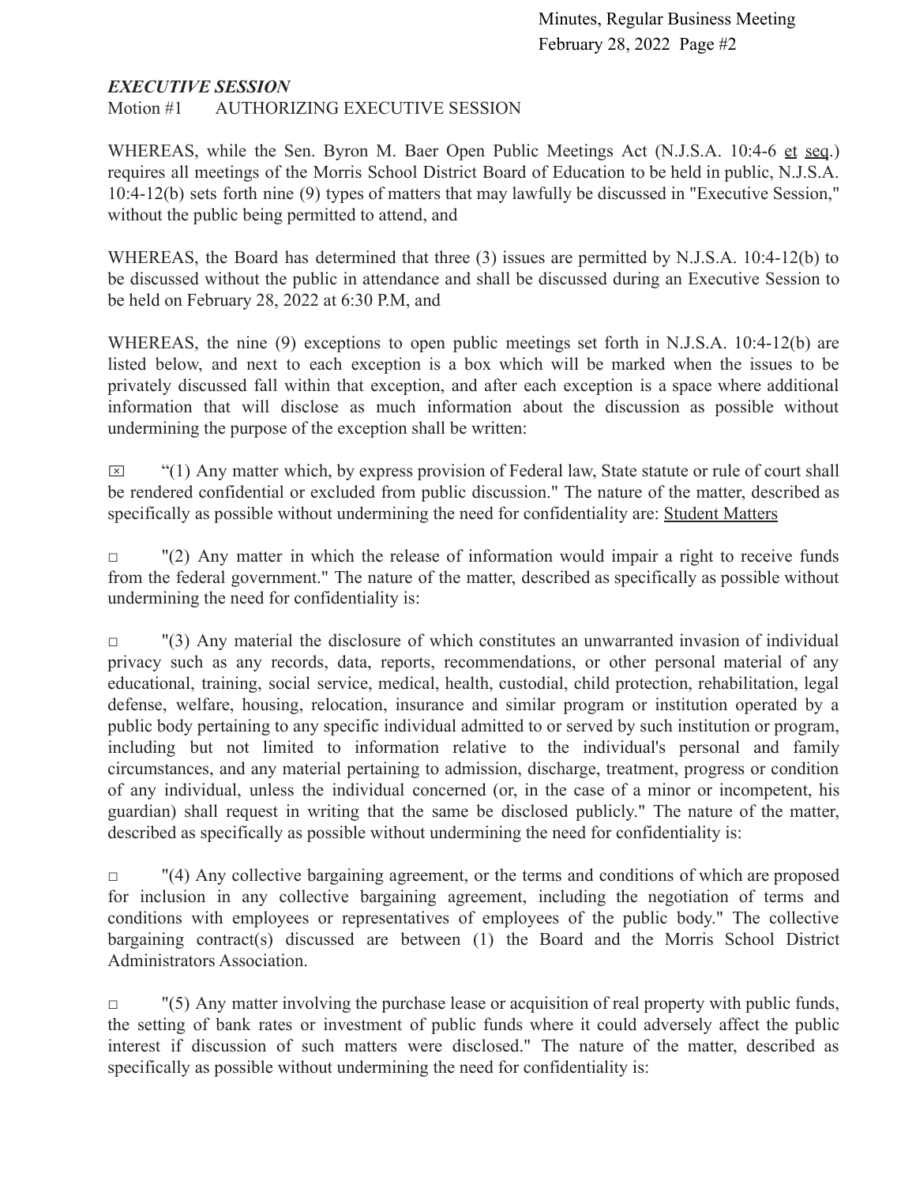***EXECUTIVE SESSION***

Motion #1 AUTHORIZING EXECUTIVE SESSION

WHEREAS, while the Sen. Byron M. Baer Open Public Meetings Act (N.J.S.A. 10:4-6 et seq.) requires all meetings of the Morris School District Board of Education to be held in public, N.J.S.A. 10:4-12(b) sets forth nine (9) types of matters that may lawfully be discussed in "Executive Session," without the public being permitted to attend, and

WHEREAS, the Board has determined that three (3) issues are permitted by N.J.S.A. 10:4-12(b) to be discussed without the public in attendance and shall be discussed during an Executive Session to be held on February 28, 2022 at 6:30 P.M, and

WHEREAS, the nine (9) exceptions to open public meetings set forth in N.J.S.A. 10:4-12(b) are listed below, and next to each exception is a box which will be marked when the issues to be privately discussed fall within that exception, and after each exception is a space where additional information that will disclose as much information about the discussion as possible without undermining the purpose of the exception shall be written:

☒ "(1) Any matter which, by express provision of Federal law, State statute or rule of court shall be rendered confidential or excluded from public discussion." The nature of the matter, described as specifically as possible without undermining the need for confidentiality are: Student Matters

☐ "(2) Any matter in which the release of information would impair a right to receive funds from the federal government." The nature of the matter, described as specifically as possible without undermining the need for confidentiality is:

☐ "(3) Any material the disclosure of which constitutes an unwarranted invasion of individual privacy such as any records, data, reports, recommendations, or other personal material of any educational, training, social service, medical, health, custodial, child protection, rehabilitation, legal defense, welfare, housing, relocation, insurance and similar program or institution operated by a public body pertaining to any specific individual admitted to or served by such institution or program, including but not limited to information relative to the individual's personal and family circumstances, and any material pertaining to admission, discharge, treatment, progress or condition of any individual, unless the individual concerned (or, in the case of a minor or incompetent, his guardian) shall request in writing that the same be disclosed publicly." The nature of the matter, described as specifically as possible without undermining the need for confidentiality is:

☐ "(4) Any collective bargaining agreement, or the terms and conditions of which are proposed for inclusion in any collective bargaining agreement, including the negotiation of terms and conditions with employees or representatives of employees of the public body." The collective bargaining contract(s) discussed are between (1) the Board and the Morris School District Administrators Association.

☐ "(5) Any matter involving the purchase lease or acquisition of real property with public funds, the setting of bank rates or investment of public funds where it could adversely affect the public interest if discussion of such matters were disclosed." The nature of the matter, described as specifically as possible without undermining the need for confidentiality is: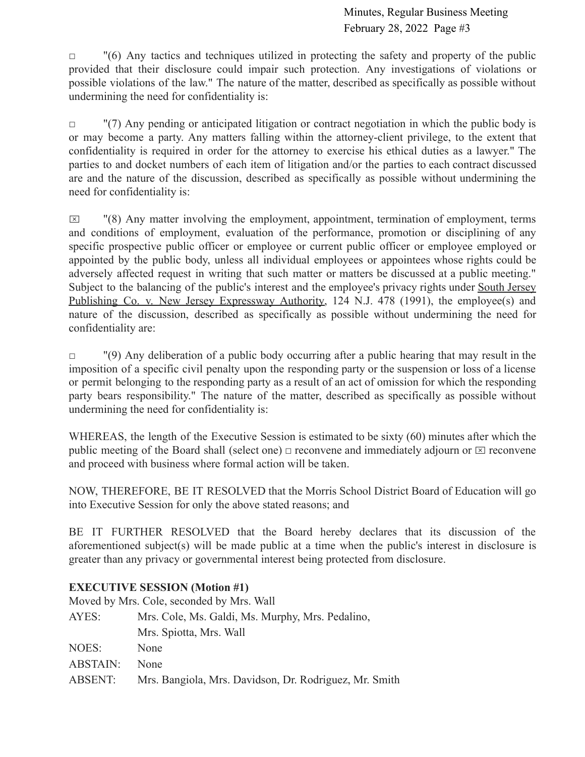□ "(6) Any tactics and techniques utilized in protecting the safety and property of the public provided that their disclosure could impair such protection. Any investigations of violations or possible violations of the law." The nature of the matter, described as specifically as possible without undermining the need for confidentiality is:

□ "(7) Any pending or anticipated litigation or contract negotiation in which the public body is or may become a party. Any matters falling within the attorney-client privilege, to the extent that confidentiality is required in order for the attorney to exercise his ethical duties as a lawyer." The parties to and docket numbers of each item of litigation and/or the parties to each contract discussed are and the nature of the discussion, described as specifically as possible without undermining the need for confidentiality is:

☒ "(8) Any matter involving the employment, appointment, termination of employment, terms and conditions of employment, evaluation of the performance, promotion or disciplining of any specific prospective public officer or employee or current public officer or employee employed or appointed by the public body, unless all individual employees or appointees whose rights could be adversely affected request in writing that such matter or matters be discussed at a public meeting." Subject to the balancing of the public's interest and the employee's privacy rights under South Jersey Publishing Co. v. New Jersey Expressway Authority, 124 N.J. 478 (1991), the employee(s) and nature of the discussion, described as specifically as possible without undermining the need for confidentiality are:

□ "(9) Any deliberation of a public body occurring after a public hearing that may result in the imposition of a specific civil penalty upon the responding party or the suspension or loss of a license or permit belonging to the responding party as a result of an act of omission for which the responding party bears responsibility." The nature of the matter, described as specifically as possible without undermining the need for confidentiality is:

WHEREAS, the length of the Executive Session is estimated to be sixty (60) minutes after which the public meeting of the Board shall (select one) □ reconvene and immediately adjourn or ☒ reconvene and proceed with business where formal action will be taken.

NOW, THEREFORE, BE IT RESOLVED that the Morris School District Board of Education will go into Executive Session for only the above stated reasons; and

BE IT FURTHER RESOLVED that the Board hereby declares that its discussion of the aforementioned subject(s) will be made public at a time when the public's interest in disclosure is greater than any privacy or governmental interest being protected from disclosure.

**EXECUTIVE SESSION (Motion #1)**

Moved by Mrs. Cole, seconded by Mrs. Wall

| | |
|---|---|
| AYES: | Mrs. Cole, Ms. Galdi, Ms. Murphy, Mrs. Pedalino, Mrs. Spiotta, Mrs. Wall |
| NOES: | None |
| ABSTAIN: | None |
| ABSENT: | Mrs. Bangiola, Mrs. Davidson, Dr. Rodriguez, Mr. Smith |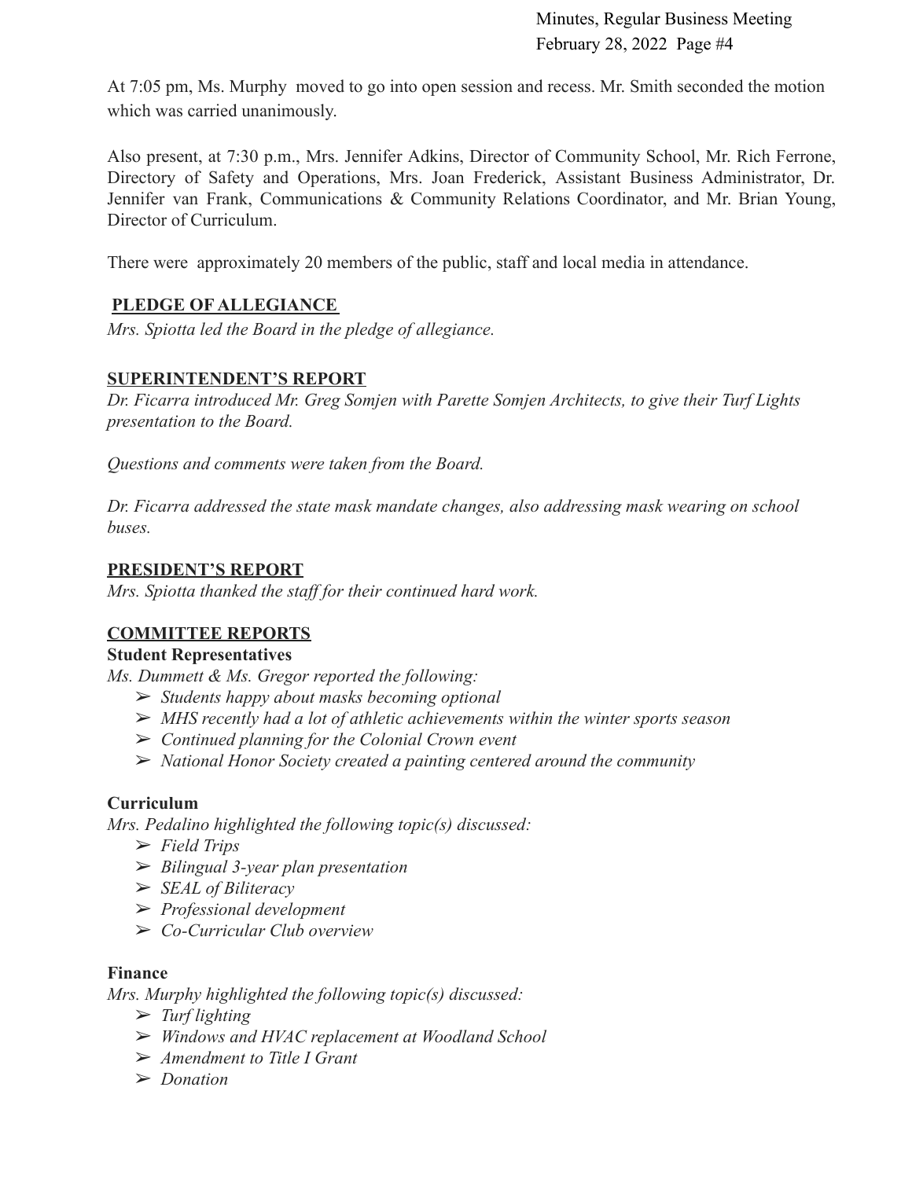At 7:05 pm, Ms. Murphy moved to go into open session and recess. Mr. Smith seconded the motion which was carried unanimously.

Also present, at 7:30 p.m., Mrs. Jennifer Adkins, Director of Community School, Mr. Rich Ferrone, Directory of Safety and Operations, Mrs. Joan Frederick, Assistant Business Administrator, Dr. Jennifer van Frank, Communications & Community Relations Coordinator, and Mr. Brian Young, Director of Curriculum.

There were approximately 20 members of the public, staff and local media in attendance.

## PLEDGE OF ALLEGIANCE

*Mrs. Spiotta led the Board in the pledge of allegiance.*

## SUPERINTENDENT'S REPORT

*Dr. Ficarra introduced Mr. Greg Somjen with Parette Somjen Architects, to give their Turf Lights presentation to the Board.*

*Questions and comments were taken from the Board.*

*Dr. Ficarra addressed the state mask mandate changes, also addressing mask wearing on school buses.*

## PRESIDENT'S REPORT

*Mrs. Spiotta thanked the staff for their continued hard work.*

## COMMITTEE REPORTS

### Student Representatives

*Ms. Dummett & Ms. Gregor reported the following:*

- *Students happy about masks becoming optional*
- *MHS recently had a lot of athletic achievements within the winter sports season*
- *Continued planning for the Colonial Crown event*
- *National Honor Society created a painting centered around the community*

### Curriculum

*Mrs. Pedalino highlighted the following topic(s) discussed:*

- *Field Trips*
- *Bilingual 3-year plan presentation*
- *SEAL of Biliteracy*
- *Professional development*
- *Co-Curricular Club overview*

### Finance

*Mrs. Murphy highlighted the following topic(s) discussed:*

- *Turf lighting*
- *Windows and HVAC replacement at Woodland School*
- *Amendment to Title I Grant*
- *Donation*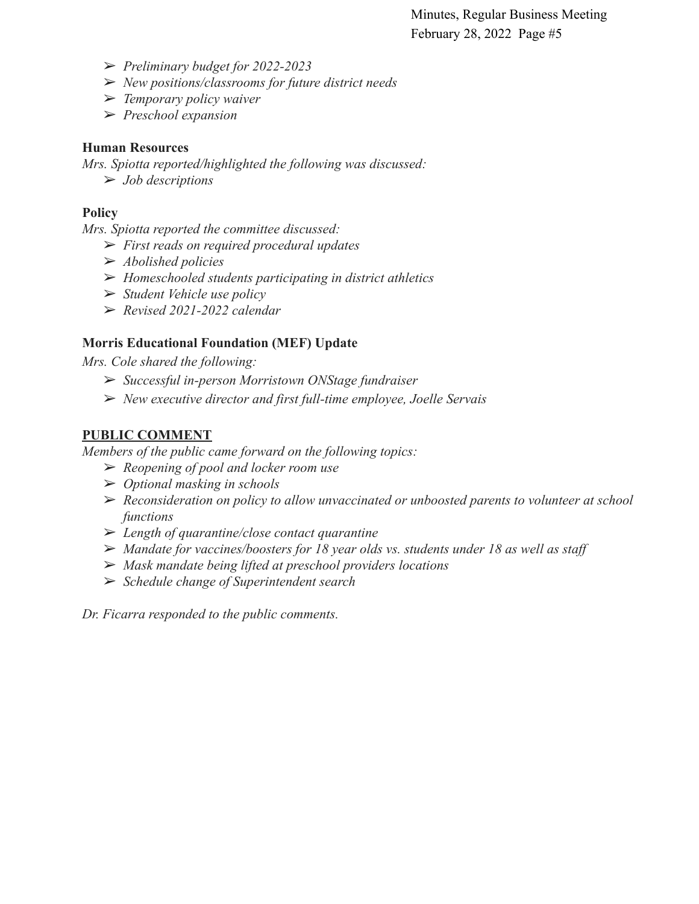- *Preliminary budget for 2022-2023*
- *New positions/classrooms for future district needs*
- *Temporary policy waiver*
- *Preschool expansion*

**Human Resources**

*Mrs. Spiotta reported/highlighted the following was discussed:*

- *Job descriptions*

**Policy**

*Mrs. Spiotta reported the committee discussed:*

- *First reads on required procedural updates*
- *Abolished policies*
- *Homeschooled students participating in district athletics*
- *Student Vehicle use policy*
- *Revised 2021-2022 calendar*

**Morris Educational Foundation (MEF) Update**

*Mrs. Cole shared the following:*

- *Successful in-person Morristown ONStage fundraiser*
- *New executive director and first full-time employee, Joelle Servais*

## PUBLIC COMMENT

*Members of the public came forward on the following topics:*

- *Reopening of pool and locker room use*
- *Optional masking in schools*
- *Reconsideration on policy to allow unvaccinated or unboosted parents to volunteer at school functions*
- *Length of quarantine/close contact quarantine*
- *Mandate for vaccines/boosters for 18 year olds vs. students under 18 as well as staff*
- *Mask mandate being lifted at preschool providers locations*
- *Schedule change of Superintendent search*

*Dr. Ficarra responded to the public comments.*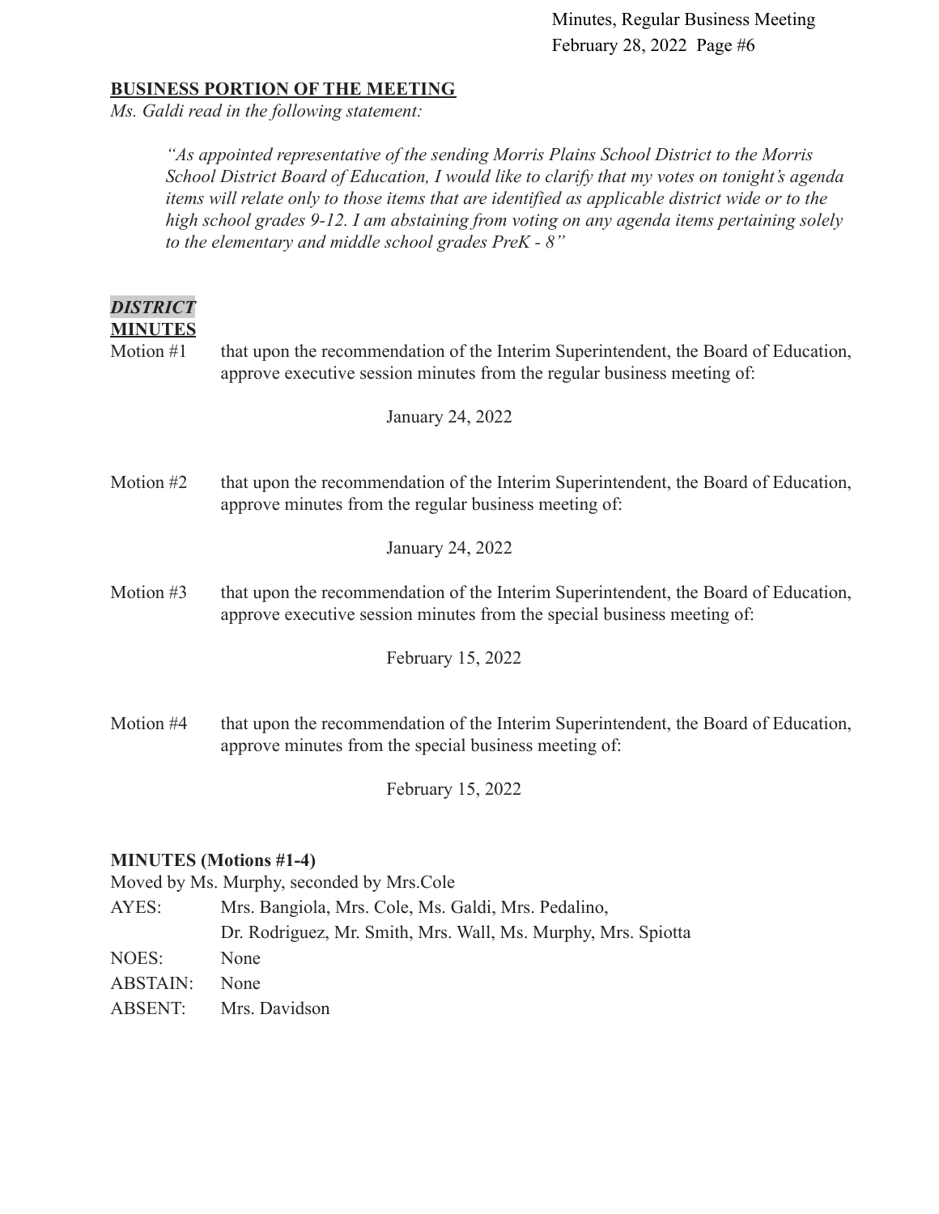**BUSINESS PORTION OF THE MEETING**

*Ms. Galdi read in the following statement:*

> *"As appointed representative of the sending Morris Plains School District to the Morris School District Board of Education, I would like to clarify that my votes on tonight's agenda items will relate only to those items that are identified as applicable district wide or to the high school grades 9-12. I am abstaining from voting on any agenda items pertaining solely to the elementary and middle school grades PreK - 8"*

***DISTRICT***
**MINUTES**

Motion #1 that upon the recommendation of the Interim Superintendent, the Board of Education, approve executive session minutes from the regular business meeting of:

January 24, 2022

Motion #2 that upon the recommendation of the Interim Superintendent, the Board of Education, approve minutes from the regular business meeting of:

January 24, 2022

Motion #3 that upon the recommendation of the Interim Superintendent, the Board of Education, approve executive session minutes from the special business meeting of:

February 15, 2022

Motion #4 that upon the recommendation of the Interim Superintendent, the Board of Education, approve minutes from the special business meeting of:

February 15, 2022

**MINUTES (Motions #1-4)**

Moved by Ms. Murphy, seconded by Mrs.Cole

AYES: Mrs. Bangiola, Mrs. Cole, Ms. Galdi, Mrs. Pedalino, Dr. Rodriguez, Mr. Smith, Mrs. Wall, Ms. Murphy, Mrs. Spiotta

NOES: None

ABSTAIN: None

ABSENT: Mrs. Davidson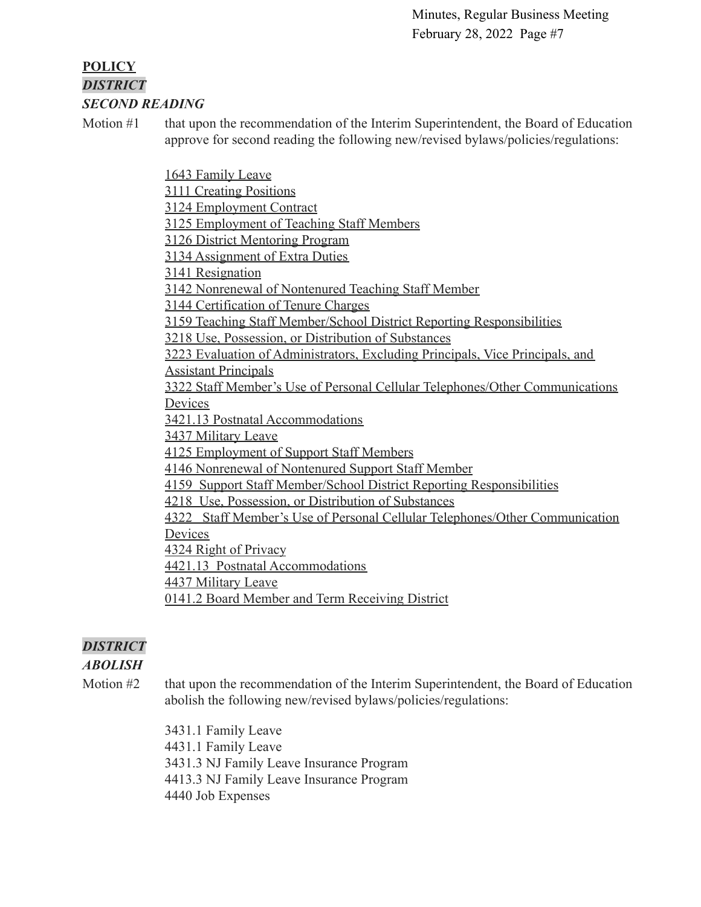**POLICY**

***DISTRICT***

***SECOND READING***

Motion #1 that upon the recommendation of the Interim Superintendent, the Board of Education approve for second reading the following new/revised bylaws/policies/regulations:

1643 Family Leave
3111 Creating Positions
3124 Employment Contract
3125 Employment of Teaching Staff Members
3126 District Mentoring Program
3134 Assignment of Extra Duties
3141 Resignation
3142 Nonrenewal of Nontenured Teaching Staff Member
3144 Certification of Tenure Charges
3159 Teaching Staff Member/School District Reporting Responsibilities
3218 Use, Possession, or Distribution of Substances
3223 Evaluation of Administrators, Excluding Principals, Vice Principals, and Assistant Principals
3322 Staff Member's Use of Personal Cellular Telephones/Other Communications Devices
3421.13 Postnatal Accommodations
3437 Military Leave
4125 Employment of Support Staff Members
4146 Nonrenewal of Nontenured Support Staff Member
4159 Support Staff Member/School District Reporting Responsibilities
4218 Use, Possession, or Distribution of Substances
4322 Staff Member's Use of Personal Cellular Telephones/Other Communication Devices
4324 Right of Privacy
4421.13 Postnatal Accommodations
4437 Military Leave
0141.2 Board Member and Term Receiving District

***DISTRICT***

***ABOLISH***

Motion #2 that upon the recommendation of the Interim Superintendent, the Board of Education abolish the following new/revised bylaws/policies/regulations:

3431.1 Family Leave
4431.1 Family Leave
3431.3 NJ Family Leave Insurance Program
4413.3 NJ Family Leave Insurance Program
4440 Job Expenses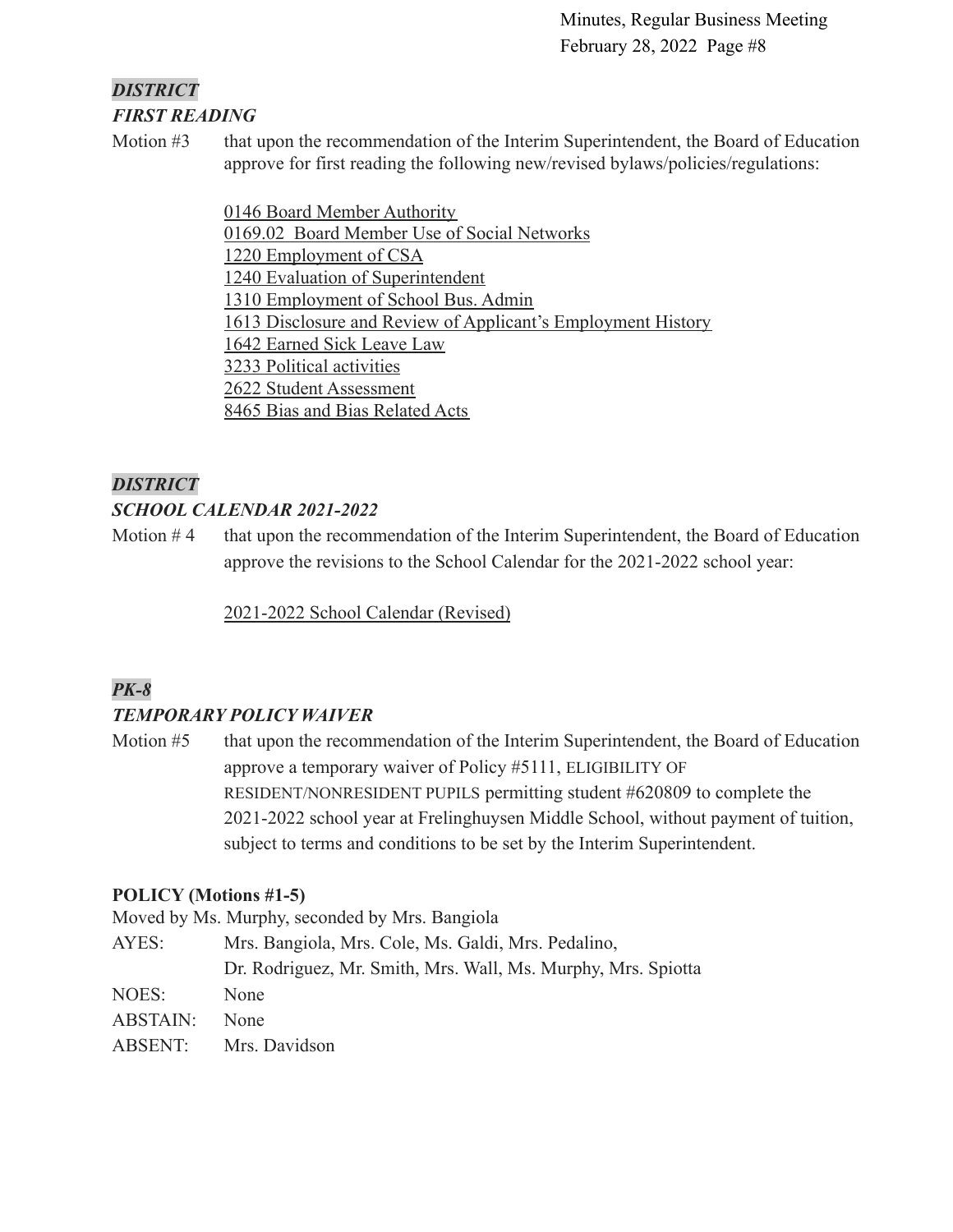***DISTRICT***

***FIRST READING***

Motion #3 that upon the recommendation of the Interim Superintendent, the Board of Education approve for first reading the following new/revised bylaws/policies/regulations:

0146 Board Member Authority
0169.02 Board Member Use of Social Networks
1220 Employment of CSA
1240 Evaluation of Superintendent
1310 Employment of School Bus. Admin
1613 Disclosure and Review of Applicant's Employment History
1642 Earned Sick Leave Law
3233 Political activities
2622 Student Assessment
8465 Bias and Bias Related Acts

***DISTRICT***

***SCHOOL CALENDAR 2021-2022***

Motion # 4 that upon the recommendation of the Interim Superintendent, the Board of Education approve the revisions to the School Calendar for the 2021-2022 school year:

2021-2022 School Calendar (Revised)

***PK-8***

***TEMPORARY POLICY WAIVER***

Motion #5 that upon the recommendation of the Interim Superintendent, the Board of Education approve a temporary waiver of Policy #5111, ELIGIBILITY OF RESIDENT/NONRESIDENT PUPILS permitting student #620809 to complete the 2021-2022 school year at Frelinghuysen Middle School, without payment of tuition, subject to terms and conditions to be set by the Interim Superintendent.

**POLICY (Motions #1-5)**

Moved by Ms. Murphy, seconded by Mrs. Bangiola

AYES: Mrs. Bangiola, Mrs. Cole, Ms. Galdi, Mrs. Pedalino, Dr. Rodriguez, Mr. Smith, Mrs. Wall, Ms. Murphy, Mrs. Spiotta

NOES: None

ABSTAIN: None

ABSENT: Mrs. Davidson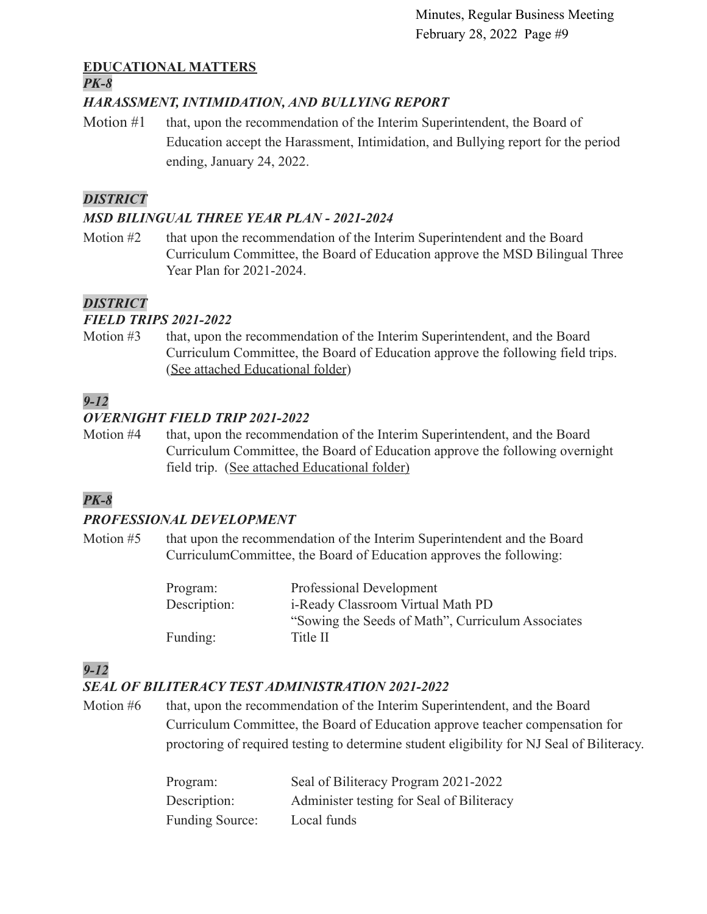## EDUCATIONAL MATTERS

***PK-8***

***HARASSMENT, INTIMIDATION, AND BULLYING REPORT***

Motion #1 that, upon the recommendation of the Interim Superintendent, the Board of Education accept the Harassment, Intimidation, and Bullying report for the period ending, January 24, 2022.

***DISTRICT***

***MSD BILINGUAL THREE YEAR PLAN - 2021-2024***

Motion #2 that upon the recommendation of the Interim Superintendent and the Board Curriculum Committee, the Board of Education approve the MSD Bilingual Three Year Plan for 2021-2024.

***DISTRICT***

***FIELD TRIPS 2021-2022***

Motion #3 that, upon the recommendation of the Interim Superintendent, and the Board Curriculum Committee, the Board of Education approve the following field trips. (See attached Educational folder)

***9-12***

***OVERNIGHT FIELD TRIP 2021-2022***

Motion #4 that, upon the recommendation of the Interim Superintendent, and the Board Curriculum Committee, the Board of Education approve the following overnight field trip. (See attached Educational folder)

***PK-8***

***PROFESSIONAL DEVELOPMENT***

Motion #5 that upon the recommendation of the Interim Superintendent and the Board CurriculumCommittee, the Board of Education approves the following:

| | |
|---|---|
| Program: | Professional Development |
| Description: | i-Ready Classroom Virtual Math PD<br>"Sowing the Seeds of Math", Curriculum Associates |
| Funding: | Title II |

***9-12***

***SEAL OF BILITERACY TEST ADMINISTRATION 2021-2022***

Motion #6 that, upon the recommendation of the Interim Superintendent, and the Board Curriculum Committee, the Board of Education approve teacher compensation for proctoring of required testing to determine student eligibility for NJ Seal of Biliteracy.

| | |
|---|---|
| Program: | Seal of Biliteracy Program 2021-2022 |
| Description: | Administer testing for Seal of Biliteracy |
| Funding Source: | Local funds |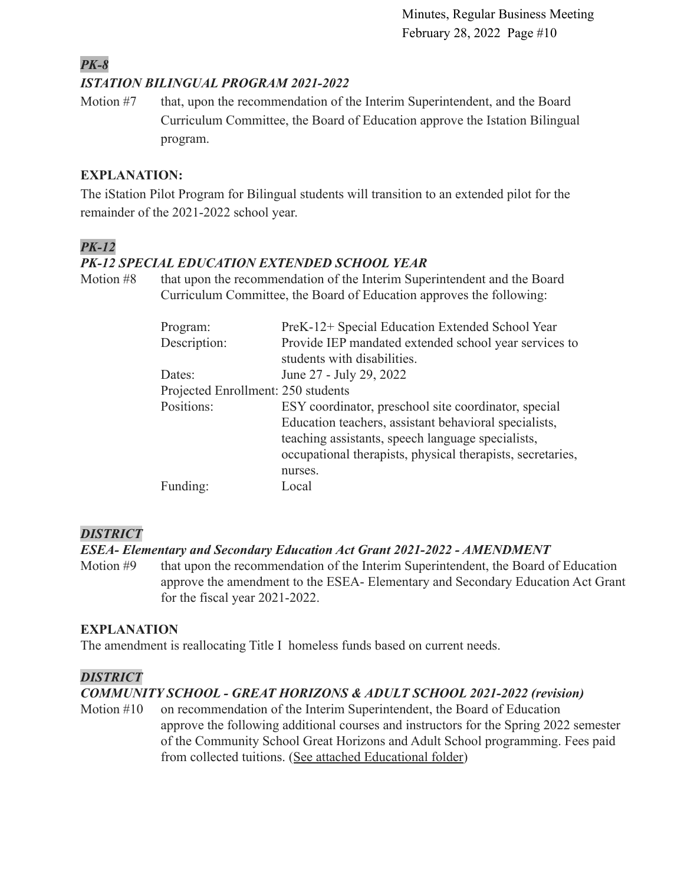***PK-8***

***ISTATION BILINGUAL PROGRAM 2021-2022***

Motion #7 that, upon the recommendation of the Interim Superintendent, and the Board Curriculum Committee, the Board of Education approve the Istation Bilingual program.

**EXPLANATION:**

The iStation Pilot Program for Bilingual students will transition to an extended pilot for the remainder of the 2021-2022 school year.

***PK-12***

***PK-12 SPECIAL EDUCATION EXTENDED SCHOOL YEAR***

Motion #8 that upon the recommendation of the Interim Superintendent and the Board Curriculum Committee, the Board of Education approves the following:

| | |
|---|---|
| Program: | PreK-12+ Special Education Extended School Year |
| Description: | Provide IEP mandated extended school year services to students with disabilities. |
| Dates: | June 27 - July 29, 2022 |
| Projected Enrollment: | 250 students |
| Positions: | ESY coordinator, preschool site coordinator, special Education teachers, assistant behavioral specialists, teaching assistants, speech language specialists, occupational therapists, physical therapists, secretaries, nurses. |
| Funding: | Local |

***DISTRICT***

***ESEA- Elementary and Secondary Education Act Grant 2021-2022 - AMENDMENT***

Motion #9 that upon the recommendation of the Interim Superintendent, the Board of Education approve the amendment to the ESEA- Elementary and Secondary Education Act Grant for the fiscal year 2021-2022.

**EXPLANATION**

The amendment is reallocating Title I homeless funds based on current needs.

***DISTRICT***

***COMMUNITY SCHOOL - GREAT HORIZONS & ADULT SCHOOL 2021-2022 (revision)***

Motion #10 on recommendation of the Interim Superintendent, the Board of Education approve the following additional courses and instructors for the Spring 2022 semester of the Community School Great Horizons and Adult School programming. Fees paid from collected tuitions. (See attached Educational folder)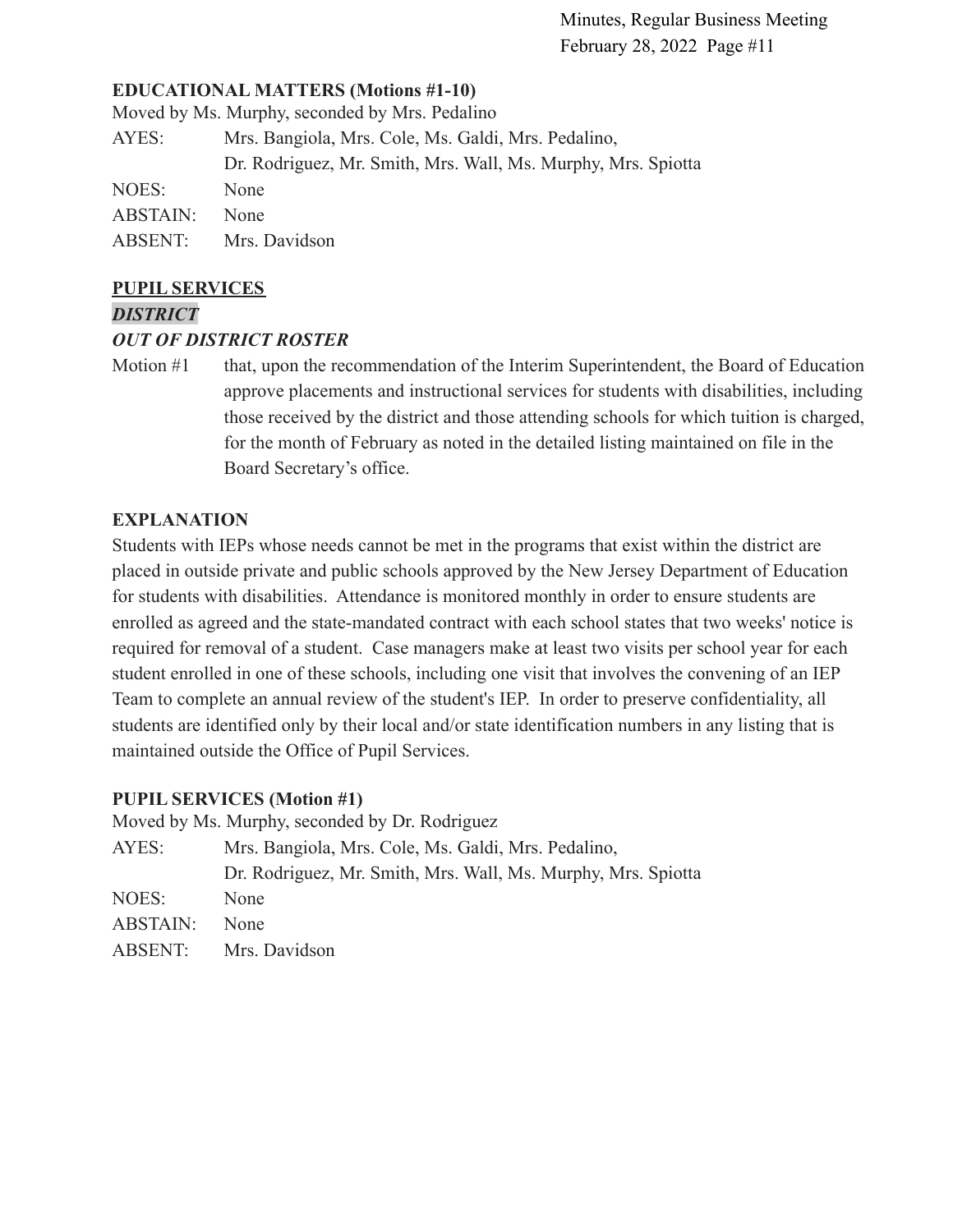**EDUCATIONAL MATTERS (Motions #1-10)**

Moved by Ms. Murphy, seconded by Mrs. Pedalino

| | |
|---|---|
| AYES: | Mrs. Bangiola, Mrs. Cole, Ms. Galdi, Mrs. Pedalino, Dr. Rodriguez, Mr. Smith, Mrs. Wall, Ms. Murphy, Mrs. Spiotta |
| NOES: | None |
| ABSTAIN: | None |
| ABSENT: | Mrs. Davidson |

**PUPIL SERVICES**

***DISTRICT***

***OUT OF DISTRICT ROSTER***

Motion #1 that, upon the recommendation of the Interim Superintendent, the Board of Education approve placements and instructional services for students with disabilities, including those received by the district and those attending schools for which tuition is charged, for the month of February as noted in the detailed listing maintained on file in the Board Secretary's office.

**EXPLANATION**

Students with IEPs whose needs cannot be met in the programs that exist within the district are placed in outside private and public schools approved by the New Jersey Department of Education for students with disabilities. Attendance is monitored monthly in order to ensure students are enrolled as agreed and the state-mandated contract with each school states that two weeks' notice is required for removal of a student. Case managers make at least two visits per school year for each student enrolled in one of these schools, including one visit that involves the convening of an IEP Team to complete an annual review of the student's IEP. In order to preserve confidentiality, all students are identified only by their local and/or state identification numbers in any listing that is maintained outside the Office of Pupil Services.

**PUPIL SERVICES (Motion #1)**

Moved by Ms. Murphy, seconded by Dr. Rodriguez

| | |
|---|---|
| AYES: | Mrs. Bangiola, Mrs. Cole, Ms. Galdi, Mrs. Pedalino, Dr. Rodriguez, Mr. Smith, Mrs. Wall, Ms. Murphy, Mrs. Spiotta |
| NOES: | None |
| ABSTAIN: | None |
| ABSENT: | Mrs. Davidson |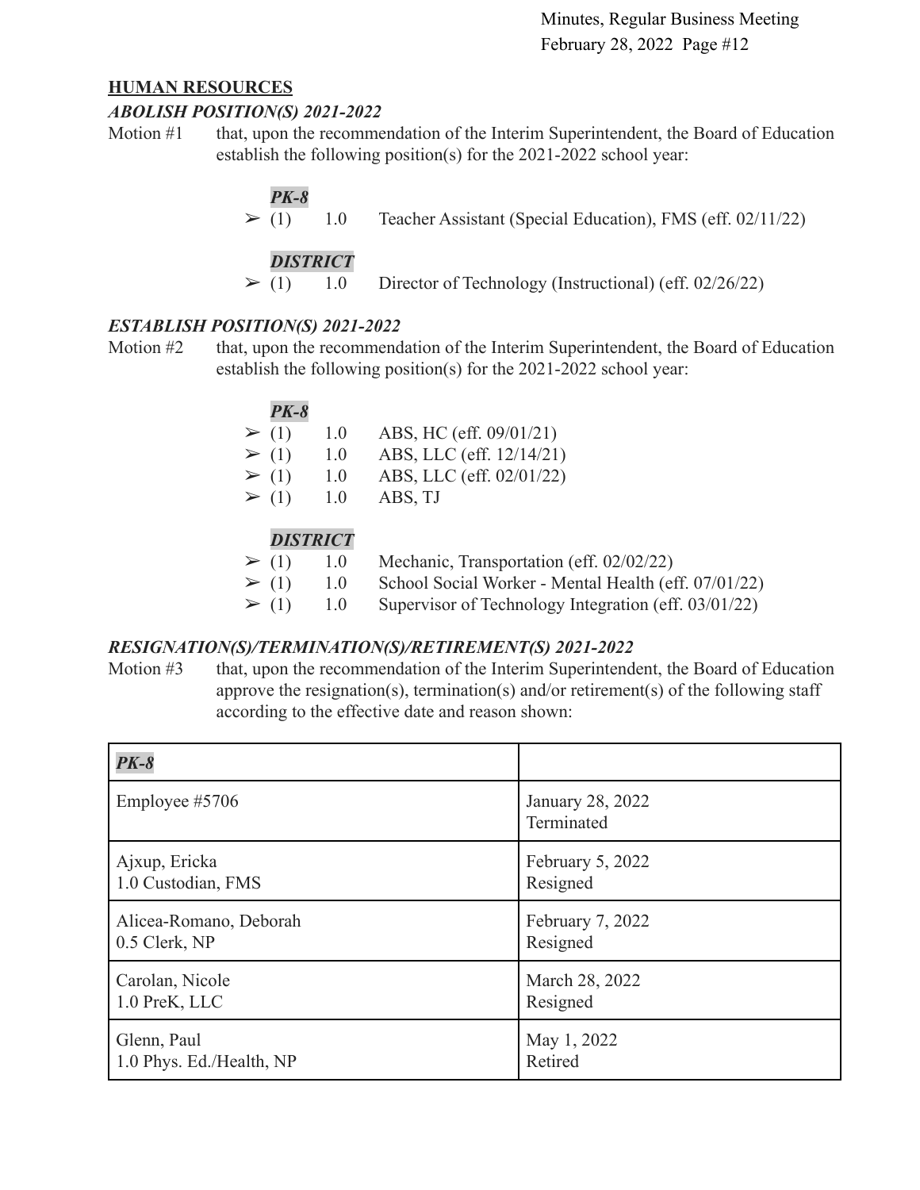## HUMAN RESOURCES

### *ABOLISH POSITION(S) 2021-2022*

Motion #1 that, upon the recommendation of the Interim Superintendent, the Board of Education establish the following position(s) for the 2021-2022 school year:

***PK-8***

- ➢ (1) 1.0 Teacher Assistant (Special Education), FMS (eff. 02/11/22)

***DISTRICT***

- ➢ (1) 1.0 Director of Technology (Instructional) (eff. 02/26/22)

### *ESTABLISH POSITION(S) 2021-2022*

Motion #2 that, upon the recommendation of the Interim Superintendent, the Board of Education establish the following position(s) for the 2021-2022 school year:

***PK-8***

- ➢ (1) 1.0 ABS, HC (eff. 09/01/21)
- ➢ (1) 1.0 ABS, LLC (eff. 12/14/21)
- ➢ (1) 1.0 ABS, LLC (eff. 02/01/22)
- ➢ (1) 1.0 ABS, TJ

***DISTRICT***

- ➢ (1) 1.0 Mechanic, Transportation (eff. 02/02/22)
- ➢ (1) 1.0 School Social Worker - Mental Health (eff. 07/01/22)
- ➢ (1) 1.0 Supervisor of Technology Integration (eff. 03/01/22)

### *RESIGNATION(S)/TERMINATION(S)/RETIREMENT(S) 2021-2022*

Motion #3 that, upon the recommendation of the Interim Superintendent, the Board of Education approve the resignation(s), termination(s) and/or retirement(s) of the following staff according to the effective date and reason shown:

| ***PK-8*** | |
|---|---|
| Employee #5706 | January 28, 2022<br>Terminated |
| Ajxup, Ericka<br>1.0 Custodian, FMS | February 5, 2022<br>Resigned |
| Alicea-Romano, Deborah<br>0.5 Clerk, NP | February 7, 2022<br>Resigned |
| Carolan, Nicole<br>1.0 PreK, LLC | March 28, 2022<br>Resigned |
| Glenn, Paul<br>1.0 Phys. Ed./Health, NP | May 1, 2022<br>Retired |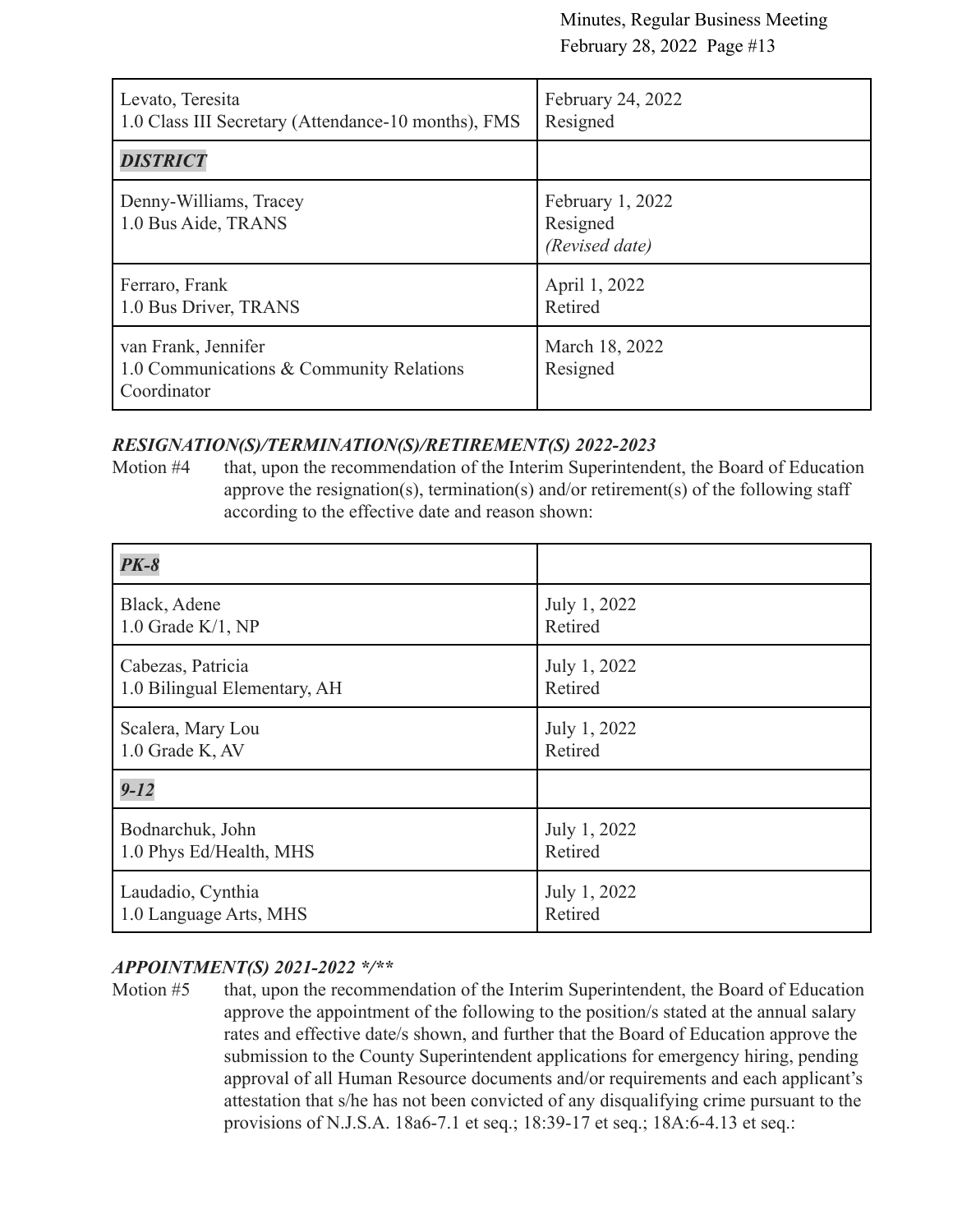| | |
|---|---|
| Levato, Teresita<br>1.0 Class III Secretary (Attendance-10 months), FMS | February 24, 2022<br>Resigned |
| ***DISTRICT*** | |
| Denny-Williams, Tracey<br>1.0 Bus Aide, TRANS | February 1, 2022<br>Resigned<br>*(Revised date)* |
| Ferraro, Frank<br>1.0 Bus Driver, TRANS | April 1, 2022<br>Retired |
| van Frank, Jennifer<br>1.0 Communications & Community Relations Coordinator | March 18, 2022<br>Resigned |

***RESIGNATION(S)/TERMINATION(S)/RETIREMENT(S) 2022-2023***

Motion #4 that, upon the recommendation of the Interim Superintendent, the Board of Education approve the resignation(s), termination(s) and/or retirement(s) of the following staff according to the effective date and reason shown:

| | |
|---|---|
| ***PK-8*** | |
| Black, Adene<br>1.0 Grade K/1, NP | July 1, 2022<br>Retired |
| Cabezas, Patricia<br>1.0 Bilingual Elementary, AH | July 1, 2022<br>Retired |
| Scalera, Mary Lou<br>1.0 Grade K, AV | July 1, 2022<br>Retired |
| ***9-12*** | |
| Bodnarchuk, John<br>1.0 Phys Ed/Health, MHS | July 1, 2022<br>Retired |
| Laudadio, Cynthia<br>1.0 Language Arts, MHS | July 1, 2022<br>Retired |

***APPOINTMENT(S) 2021-2022 */*****

Motion #5 that, upon the recommendation of the Interim Superintendent, the Board of Education approve the appointment of the following to the position/s stated at the annual salary rates and effective date/s shown, and further that the Board of Education approve the submission to the County Superintendent applications for emergency hiring, pending approval of all Human Resource documents and/or requirements and each applicant's attestation that s/he has not been convicted of any disqualifying crime pursuant to the provisions of N.J.S.A. 18a6-7.1 et seq.; 18:39-17 et seq.; 18A:6-4.13 et seq.: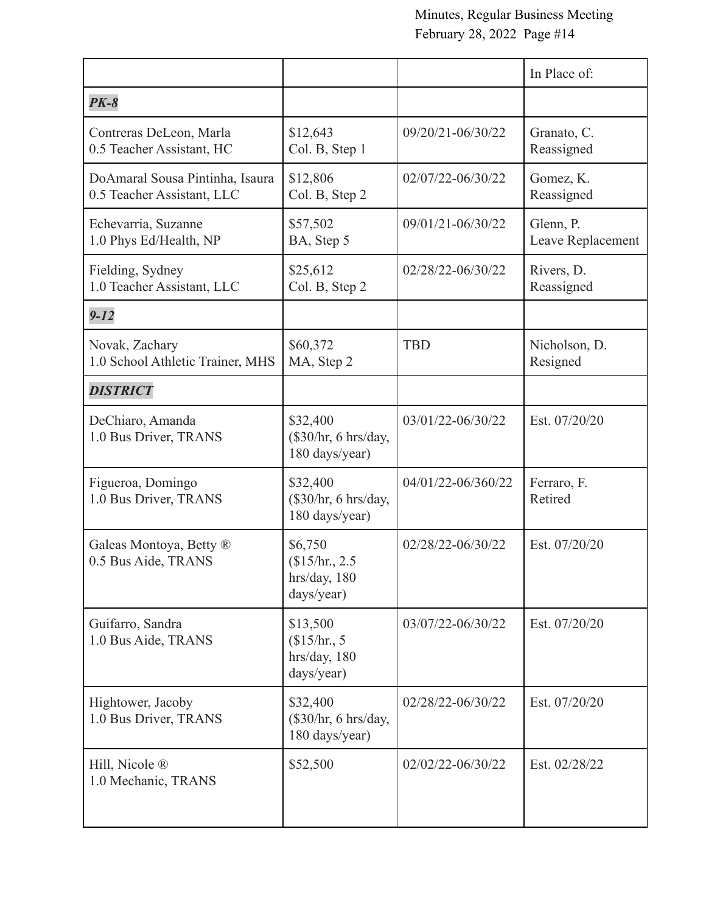| | | | In Place of: |
|---|---|---|---|
| ***PK-8*** | | | |
| Contreras DeLeon, Marla<br>0.5 Teacher Assistant, HC | $12,643<br>Col. B, Step 1 | 09/20/21-06/30/22 | Granato, C.<br>Reassigned |
| DoAmaral Sousa Pintinha, Isaura<br>0.5 Teacher Assistant, LLC | $12,806<br>Col. B, Step 2 | 02/07/22-06/30/22 | Gomez, K.<br>Reassigned |
| Echevarria, Suzanne<br>1.0 Phys Ed/Health, NP | $57,502<br>BA, Step 5 | 09/01/21-06/30/22 | Glenn, P.<br>Leave Replacement |
| Fielding, Sydney<br>1.0 Teacher Assistant, LLC | $25,612<br>Col. B, Step 2 | 02/28/22-06/30/22 | Rivers, D.<br>Reassigned |
| ***9-12*** | | | |
| Novak, Zachary<br>1.0 School Athletic Trainer, MHS | $60,372<br>MA, Step 2 | TBD | Nicholson, D.<br>Resigned |
| ***DISTRICT*** | | | |
| DeChiaro, Amanda<br>1.0 Bus Driver, TRANS | $32,400<br>($30/hr, 6 hrs/day, 180 days/year) | 03/01/22-06/30/22 | Est. 07/20/20 |
| Figueroa, Domingo<br>1.0 Bus Driver, TRANS | $32,400<br>($30/hr, 6 hrs/day, 180 days/year) | 04/01/22-06/360/22 | Ferraro, F.<br>Retired |
| Galeas Montoya, Betty ®<br>0.5 Bus Aide, TRANS | $6,750<br>($15/hr., 2.5 hrs/day, 180 days/year) | 02/28/22-06/30/22 | Est. 07/20/20 |
| Guifarro, Sandra<br>1.0 Bus Aide, TRANS | $13,500<br>($15/hr., 5 hrs/day, 180 days/year) | 03/07/22-06/30/22 | Est. 07/20/20 |
| Hightower, Jacoby<br>1.0 Bus Driver, TRANS | $32,400<br>($30/hr, 6 hrs/day, 180 days/year) | 02/28/22-06/30/22 | Est. 07/20/20 |
| Hill, Nicole ®<br>1.0 Mechanic, TRANS | $52,500 | 02/02/22-06/30/22 | Est. 02/28/22 |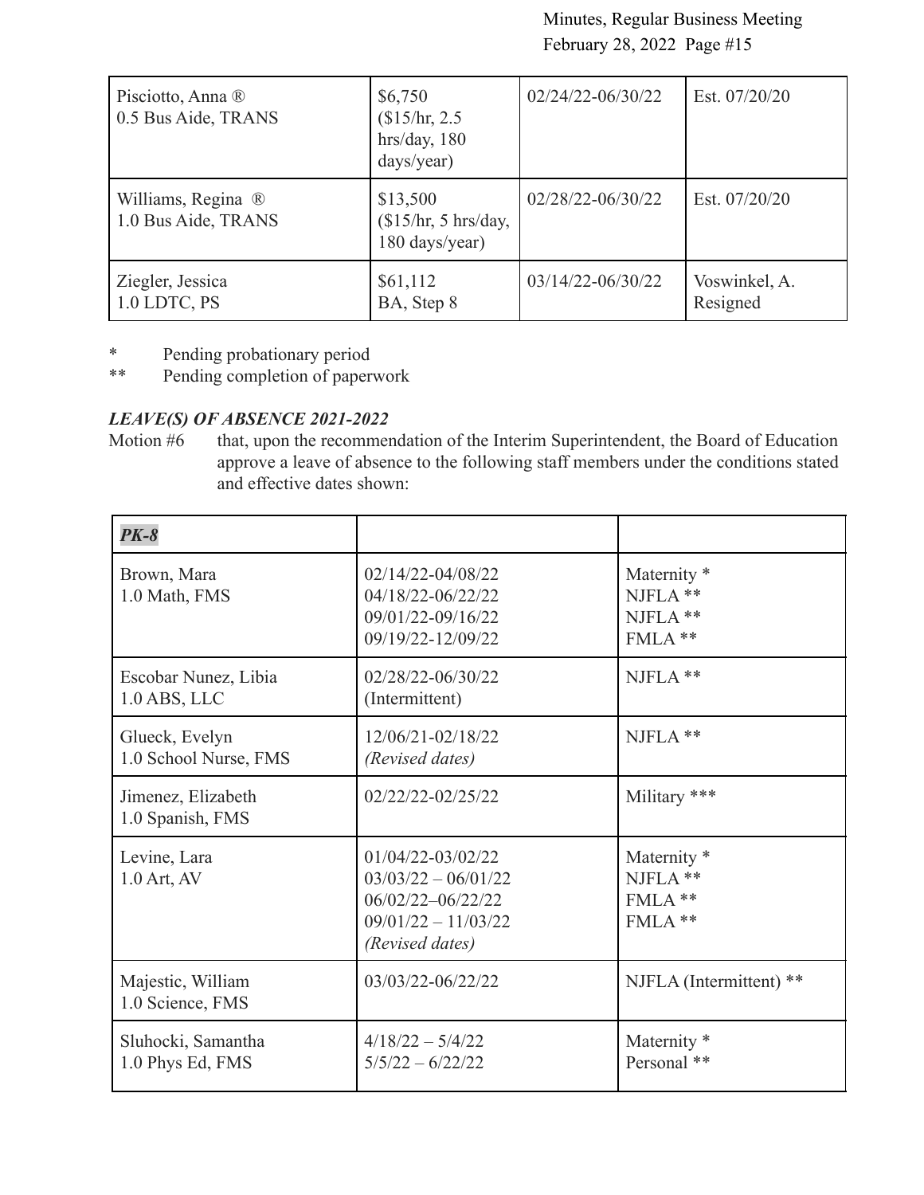| | | | |
|---|---|---|---|
| Pisciotto, Anna ®<br>0.5 Bus Aide, TRANS | $6,750<br>($15/hr, 2.5 hrs/day, 180 days/year) | 02/24/22-06/30/22 | Est. 07/20/20 |
| Williams, Regina ®<br>1.0 Bus Aide, TRANS | $13,500<br>($15/hr, 5 hrs/day, 180 days/year) | 02/28/22-06/30/22 | Est. 07/20/20 |
| Ziegler, Jessica<br>1.0 LDTC, PS | $61,112<br>BA, Step 8 | 03/14/22-06/30/22 | Voswinkel, A.<br>Resigned |

\* Pending probationary period
\*\* Pending completion of paperwork

***LEAVE(S) OF ABSENCE 2021-2022***

Motion #6 that, upon the recommendation of the Interim Superintendent, the Board of Education approve a leave of absence to the following staff members under the conditions stated and effective dates shown:

| ***PK-8*** | | |
|---|---|---|
| Brown, Mara<br>1.0 Math, FMS | 02/14/22-04/08/22<br>04/18/22-06/22/22<br>09/01/22-09/16/22<br>09/19/22-12/09/22 | Maternity *<br>NJFLA **<br>NJFLA **<br>FMLA ** |
| Escobar Nunez, Libia<br>1.0 ABS, LLC | 02/28/22-06/30/22<br>(Intermittent) | NJFLA ** |
| Glueck, Evelyn<br>1.0 School Nurse, FMS | 12/06/21-02/18/22<br>*(Revised dates)* | NJFLA ** |
| Jimenez, Elizabeth<br>1.0 Spanish, FMS | 02/22/22-02/25/22 | Military *** |
| Levine, Lara<br>1.0 Art, AV | 01/04/22-03/02/22<br>03/03/22 – 06/01/22<br>06/02/22–06/22/22<br>09/01/22 – 11/03/22<br>*(Revised dates)* | Maternity *<br>NJFLA **<br>FMLA **<br>FMLA ** |
| Majestic, William<br>1.0 Science, FMS | 03/03/22-06/22/22 | NJFLA (Intermittent) ** |
| Sluhocki, Samantha<br>1.0 Phys Ed, FMS | 4/18/22 – 5/4/22<br>5/5/22 – 6/22/22 | Maternity *<br>Personal ** |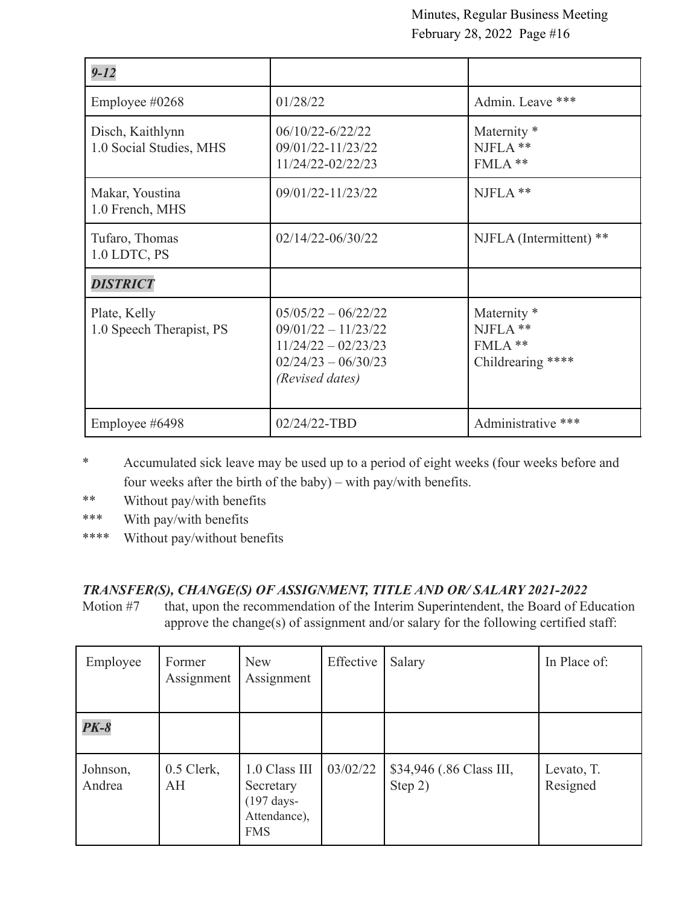| *9-12* | | |
|---|---|---|
| Employee #0268 | 01/28/22 | Admin. Leave *** |
| Disch, Kaithlynn<br>1.0 Social Studies, MHS | 06/10/22-6/22/22<br>09/01/22-11/23/22<br>11/24/22-02/22/23 | Maternity *<br>NJFLA **<br>FMLA ** |
| Makar, Youstina<br>1.0 French, MHS | 09/01/22-11/23/22 | NJFLA ** |
| Tufaro, Thomas<br>1.0 LDTC, PS | 02/14/22-06/30/22 | NJFLA (Intermittent) ** |
| ***DISTRICT*** | | |
| Plate, Kelly<br>1.0 Speech Therapist, PS | 05/05/22 – 06/22/22<br>09/01/22 – 11/23/22<br>11/24/22 – 02/23/23<br>02/24/23 – 06/30/23<br>*(Revised dates)* | Maternity *<br>NJFLA **<br>FMLA **<br>Childrearing **** |
| Employee #6498 | 02/24/22-TBD | Administrative *** |

\* Accumulated sick leave may be used up to a period of eight weeks (four weeks before and four weeks after the birth of the baby) – with pay/with benefits.

\** Without pay/with benefits

\*** With pay/with benefits

\**** Without pay/without benefits

***TRANSFER(S), CHANGE(S) OF ASSIGNMENT, TITLE AND OR/ SALARY 2021-2022***

Motion #7 that, upon the recommendation of the Interim Superintendent, the Board of Education approve the change(s) of assignment and/or salary for the following certified staff:

| Employee | Former Assignment | New Assignment | Effective | Salary | In Place of: |
|---|---|---|---|---|---|
| ***PK-8*** | | | | | |
| Johnson, Andrea | 0.5 Clerk, AH | 1.0 Class III Secretary (197 days- Attendance), FMS | 03/02/22 | $34,946 (.86 Class III, Step 2) | Levato, T. Resigned |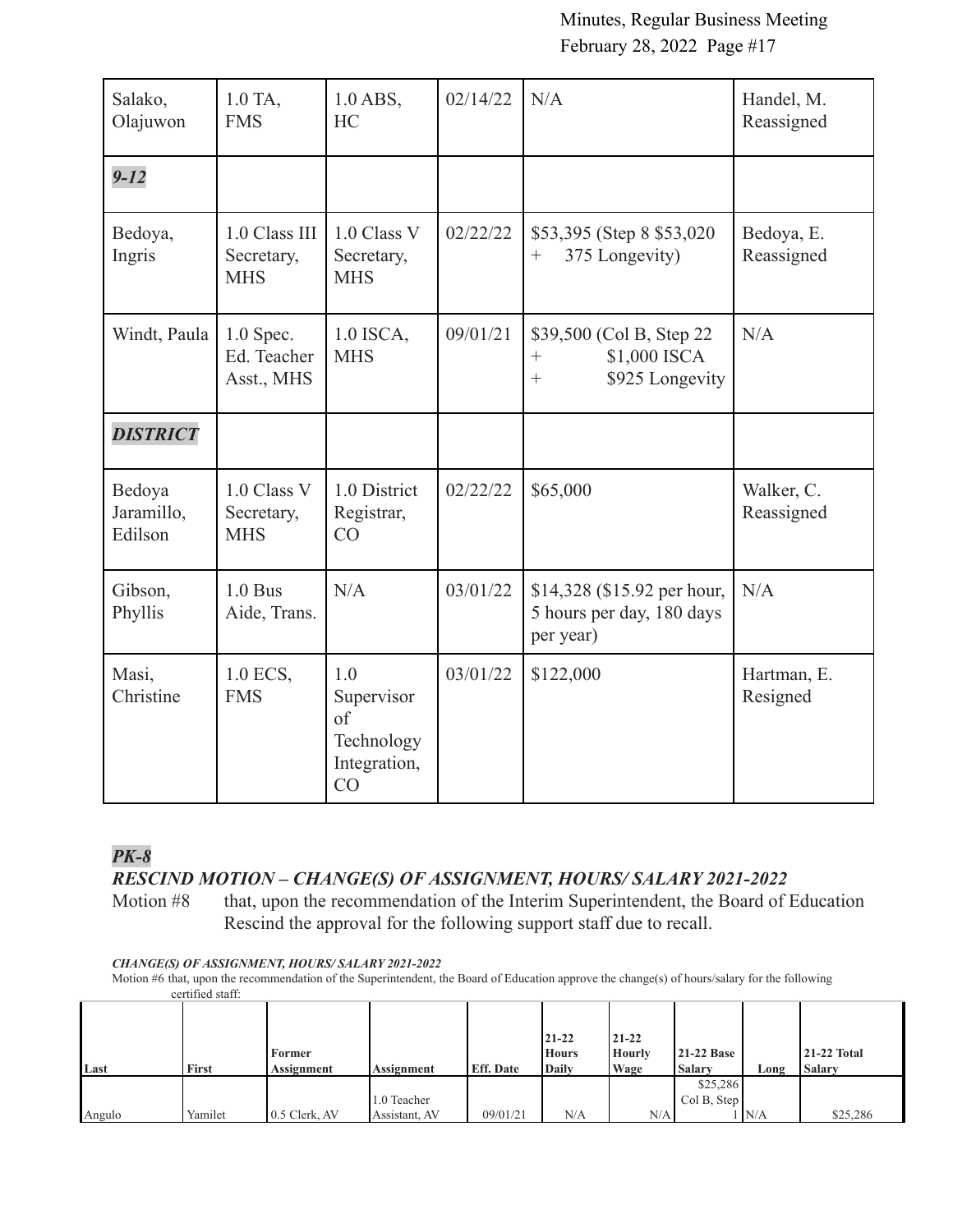| | | | | | |
|---|---|---|---|---|---|
| Salako, Olajuwon | 1.0 TA, FMS | 1.0 ABS, HC | 02/14/22 | N/A | Handel, M. Reassigned |
| ***9-12*** | | | | | |
| Bedoya, Ingris | 1.0 Class III Secretary, MHS | 1.0 Class V Secretary, MHS | 02/22/22 | $53,395 (Step 8 $53,020 + 375 Longevity) | Bedoya, E. Reassigned |
| Windt, Paula | 1.0 Spec. Ed. Teacher Asst., MHS | 1.0 ISCA, MHS | 09/01/21 | $39,500 (Col B, Step 22 + $1,000 ISCA + $925 Longevity | N/A |
| ***DISTRICT*** | | | | | |
| Bedoya Jaramillo, Edilson | 1.0 Class V Secretary, MHS | 1.0 District Registrar, CO | 02/22/22 | $65,000 | Walker, C. Reassigned |
| Gibson, Phyllis | 1.0 Bus Aide, Trans. | N/A | 03/01/22 | $14,328 ($15.92 per hour, 5 hours per day, 180 days per year) | N/A |
| Masi, Christine | 1.0 ECS, FMS | 1.0 Supervisor of Technology Integration, CO | 03/01/22 | $122,000 | Hartman, E. Resigned |

***PK-8***

***RESCIND MOTION – CHANGE(S) OF ASSIGNMENT, HOURS/ SALARY 2021-2022***

Motion #8 that, upon the recommendation of the Interim Superintendent, the Board of Education Rescind the approval for the following support staff due to recall.

***CHANGE(S) OF ASSIGNMENT, HOURS/ SALARY 2021-2022***

Motion #6 that, upon the recommendation of the Superintendent, the Board of Education approve the change(s) of hours/salary for the following certified staff:

| Last | First | Former Assignment | Assignment | Eff. Date | 21-22 Hours Daily | 21-22 Hourly Wage | 21-22 Base Salary | Long | 21-22 Total Salary |
|---|---|---|---|---|---|---|---|---|---|
| Angulo | Yamilet | 0.5 Clerk, AV | 1.0 Teacher Assistant, AV | 09/01/21 | N/A | N/A | $25,286 Col B, Step 1 | N/A | $25,286 |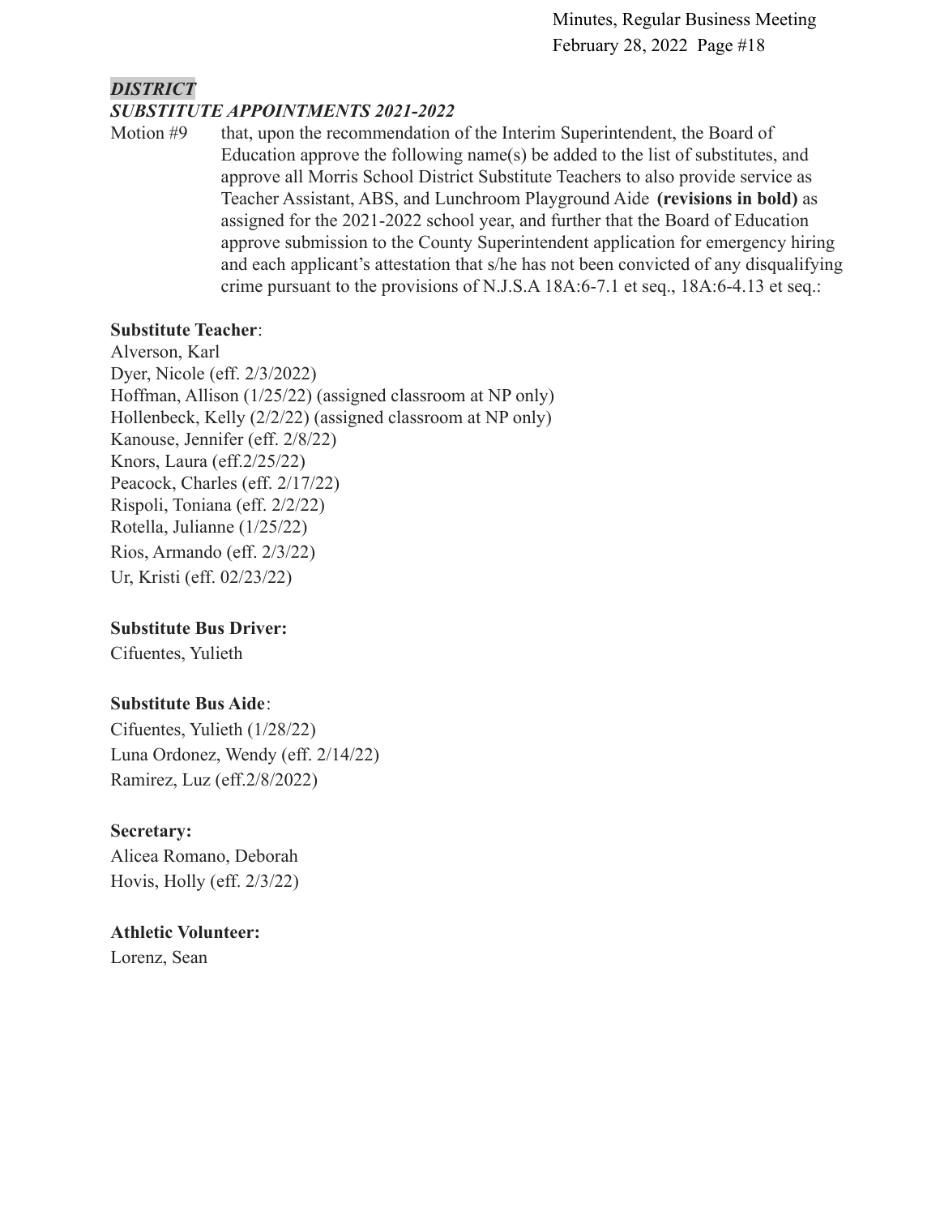***DISTRICT***

***SUBSTITUTE APPOINTMENTS 2021-2022***

Motion #9 that, upon the recommendation of the Interim Superintendent, the Board of Education approve the following name(s) be added to the list of substitutes, and approve all Morris School District Substitute Teachers to also provide service as Teacher Assistant, ABS, and Lunchroom Playground Aide **(revisions in bold)** as assigned for the 2021-2022 school year, and further that the Board of Education approve submission to the County Superintendent application for emergency hiring and each applicant's attestation that s/he has not been convicted of any disqualifying crime pursuant to the provisions of N.J.S.A 18A:6-7.1 et seq., 18A:6-4.13 et seq.:

**Substitute Teacher**:

Alverson, Karl
Dyer, Nicole (eff. 2/3/2022)
Hoffman, Allison (1/25/22) (assigned classroom at NP only)
Hollenbeck, Kelly (2/2/22) (assigned classroom at NP only)
Kanouse, Jennifer (eff. 2/8/22)
Knors, Laura (eff.2/25/22)
Peacock, Charles (eff. 2/17/22)
Rispoli, Toniana (eff. 2/2/22)
Rotella, Julianne (1/25/22)
Rios, Armando (eff. 2/3/22)
Ur, Kristi (eff. 02/23/22)

**Substitute Bus Driver:**

Cifuentes, Yulieth

**Substitute Bus Aide**:

Cifuentes, Yulieth (1/28/22)
Luna Ordonez, Wendy (eff. 2/14/22)
Ramirez, Luz (eff.2/8/2022)

**Secretary:**

Alicea Romano, Deborah
Hovis, Holly (eff. 2/3/22)

**Athletic Volunteer:**

Lorenz, Sean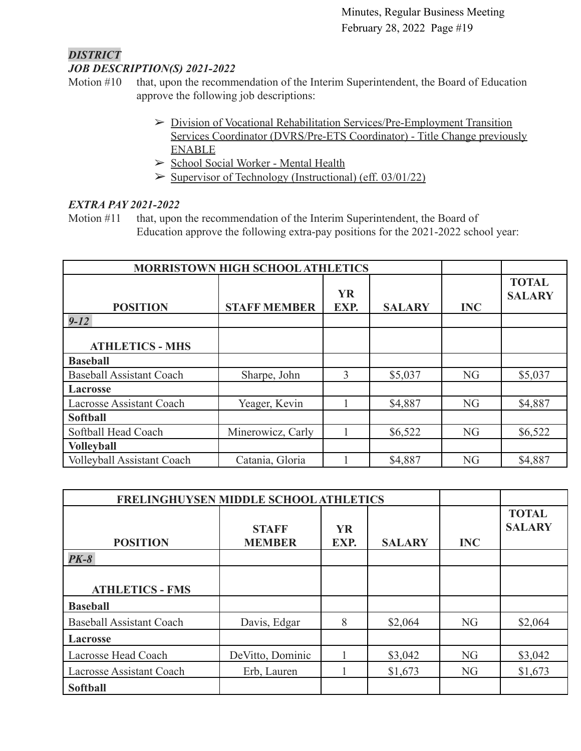***DISTRICT***
***JOB DESCRIPTION(S) 2021-2022***

Motion #10 that, upon the recommendation of the Interim Superintendent, the Board of Education approve the following job descriptions:

- Division of Vocational Rehabilitation Services/Pre-Employment Transition Services Coordinator (DVRS/Pre-ETS Coordinator) - Title Change previously ENABLE
- School Social Worker - Mental Health
- Supervisor of Technology (Instructional) (eff. 03/01/22)

***EXTRA PAY 2021-2022***

Motion #11 that, upon the recommendation of the Interim Superintendent, the Board of Education approve the following extra-pay positions for the 2021-2022 school year:

| MORRISTOWN HIGH SCHOOL ATHLETICS | | | | | |
|---|---|---|---|---|---|
| **POSITION** | **STAFF MEMBER** | **YR EXP.** | **SALARY** | **INC** | **TOTAL SALARY** |
| ***9-12*** | | | | | |
| **ATHLETICS - MHS** | | | | | |
| **Baseball** | | | | | |
| Baseball Assistant Coach | Sharpe, John | 3 | $5,037 | NG | $5,037 |
| **Lacrosse** | | | | | |
| Lacrosse Assistant Coach | Yeager, Kevin | 1 | $4,887 | NG | $4,887 |
| **Softball** | | | | | |
| Softball Head Coach | Minerowicz, Carly | 1 | $6,522 | NG | $6,522 |
| **Volleyball** | | | | | |
| Volleyball Assistant Coach | Catania, Gloria | 1 | $4,887 | NG | $4,887 |

| FRELINGHUYSEN MIDDLE SCHOOL ATHLETICS | | | | | |
|---|---|---|---|---|---|
| **POSITION** | **STAFF MEMBER** | **YR EXP.** | **SALARY** | **INC** | **TOTAL SALARY** |
| ***PK-8*** | | | | | |
| **ATHLETICS - FMS** | | | | | |
| **Baseball** | | | | | |
| Baseball Assistant Coach | Davis, Edgar | 8 | $2,064 | NG | $2,064 |
| **Lacrosse** | | | | | |
| Lacrosse Head Coach | DeVitto, Dominic | 1 | $3,042 | NG | $3,042 |
| Lacrosse Assistant Coach | Erb, Lauren | 1 | $1,673 | NG | $1,673 |
| **Softball** | | | | | |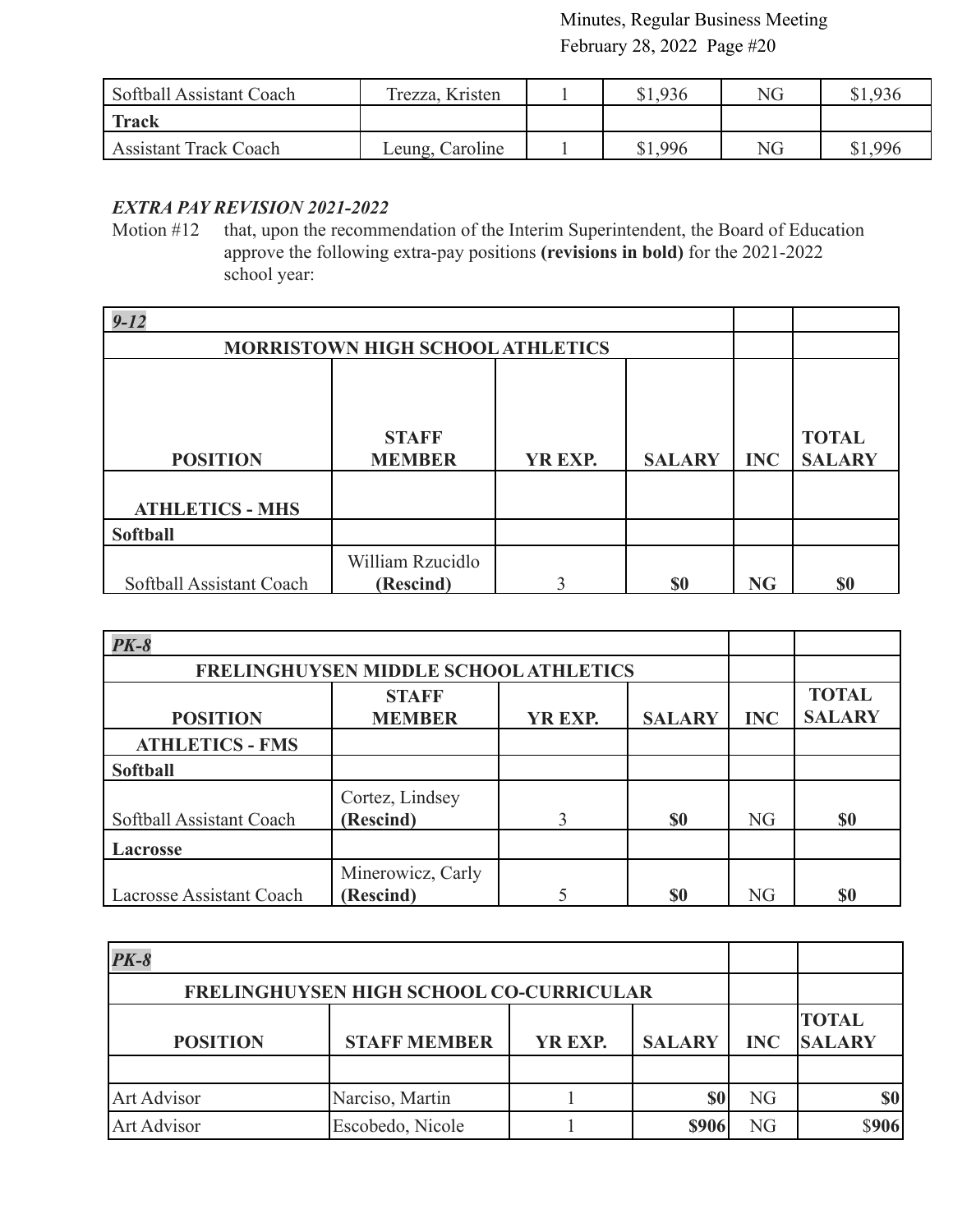| | | | | | |
|---|---|---|---|---|---|
| Softball Assistant Coach | Trezza, Kristen | 1 | $1,936 | NG | $1,936 |
| **Track** | | | | | |
| Assistant Track Coach | Leung, Caroline | 1 | $1,996 | NG | $1,996 |

***EXTRA PAY REVISION 2021-2022***

Motion #12 that, upon the recommendation of the Interim Superintendent, the Board of Education approve the following extra-pay positions **(revisions in bold)** for the 2021-2022 school year:

| ***9-12*** | | | | | |
|---|---|---|---|---|---|
| **MORRISTOWN HIGH SCHOOL ATHLETICS** | | | | | |
| **POSITION** | **STAFF MEMBER** | **YR EXP.** | **SALARY** | **INC** | **TOTAL SALARY** |
| **ATHLETICS - MHS** | | | | | |
| **Softball** | | | | | |
| Softball Assistant Coach | William Rzucidlo **(Rescind)** | 3 | **$0** | **NG** | **$0** |

| ***PK-8*** | | | | | |
|---|---|---|---|---|---|
| **FRELINGHUYSEN MIDDLE SCHOOL ATHLETICS** | | | | | |
| **POSITION** | **STAFF MEMBER** | **YR EXP.** | **SALARY** | **INC** | **TOTAL SALARY** |
| **ATHLETICS - FMS** | | | | | |
| **Softball** | | | | | |
| Softball Assistant Coach | Cortez, Lindsey **(Rescind)** | 3 | **$0** | NG | **$0** |
| **Lacrosse** | | | | | |
| Lacrosse Assistant Coach | Minerowicz, Carly **(Rescind)** | 5 | **$0** | NG | **$0** |

| ***PK-8*** | | | | | |
|---|---|---|---|---|---|
| **FRELINGHUYSEN HIGH SCHOOL CO-CURRICULAR** | | | | | |
| **POSITION** | **STAFF MEMBER** | **YR EXP.** | **SALARY** | **INC** | **TOTAL SALARY** |
| | | | | | |
| Art Advisor | Narciso, Martin | 1 | **$0** | NG | **$0** |
| Art Advisor | Escobedo, Nicole | 1 | **$906** | NG | $**906** |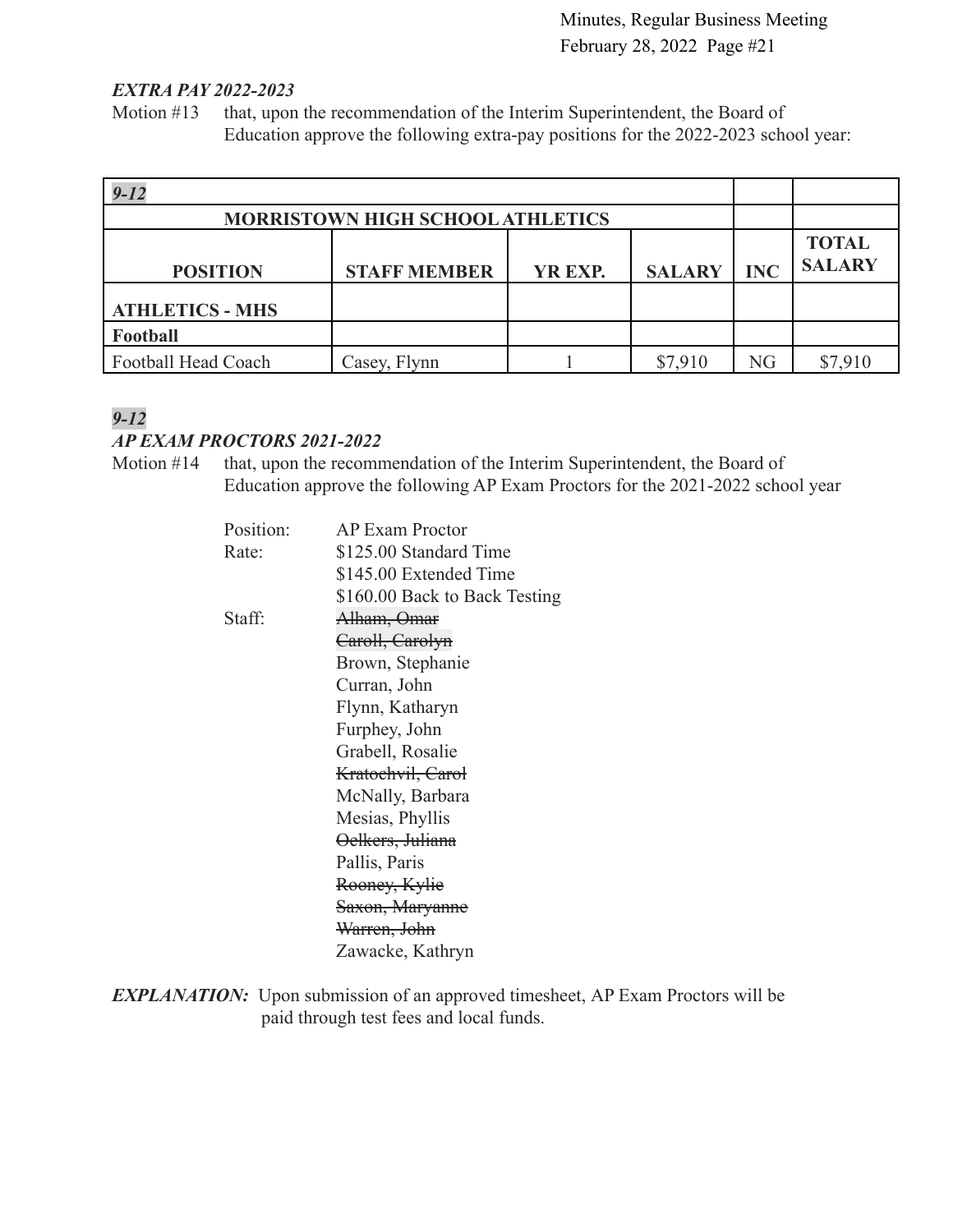***EXTRA PAY 2022-2023***

Motion #13 that, upon the recommendation of the Interim Superintendent, the Board of Education approve the following extra-pay positions for the 2022-2023 school year:

| ***9-12*** | | | | | |
|---|---|---|---|---|---|
| **MORRISTOWN HIGH SCHOOL ATHLETICS** | | | | | |
| **POSITION** | **STAFF MEMBER** | **YR EXP.** | **SALARY** | **INC** | **TOTAL SALARY** |
| **ATHLETICS - MHS** | | | | | |
| **Football** | | | | | |
| Football Head Coach | Casey, Flynn | 1 | $7,910 | NG | $7,910 |

***9-12***

***AP EXAM PROCTORS 2021-2022***

Motion #14 that, upon the recommendation of the Interim Superintendent, the Board of Education approve the following AP Exam Proctors for the 2021-2022 school year

Position: AP Exam Proctor

Rate: $125.00 Standard Time
$145.00 Extended Time
$160.00 Back to Back Testing

Staff:
~~Alham, Omar~~
~~Caroll, Carolyn~~
Brown, Stephanie
Curran, John
Flynn, Katharyn
Furphey, John
Grabell, Rosalie
~~Kratochvil, Carol~~
McNally, Barbara
Mesias, Phyllis
~~Oelkers, Juliana~~
Pallis, Paris
~~Rooney, Kylie~~
~~Saxon, Maryanne~~
~~Warren, John~~
Zawacke, Kathryn

***EXPLANATION:*** Upon submission of an approved timesheet, AP Exam Proctors will be paid through test fees and local funds.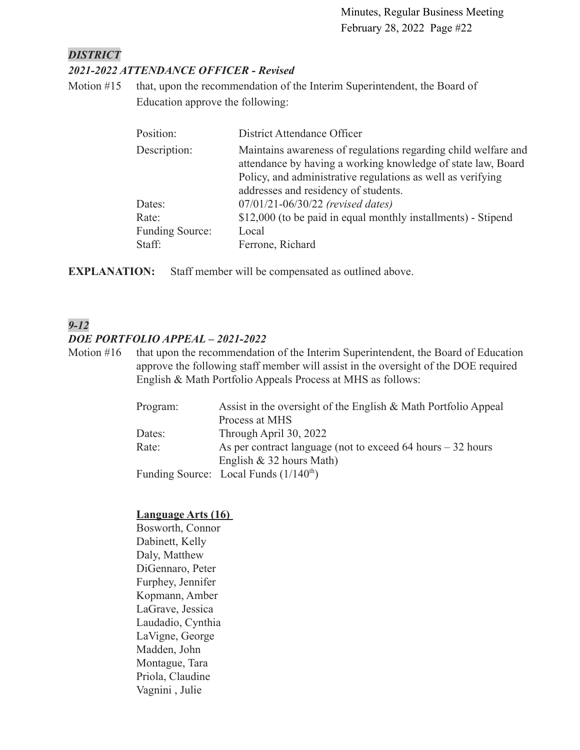***DISTRICT***

***2021-2022 ATTENDANCE OFFICER - Revised***

Motion #15 that, upon the recommendation of the Interim Superintendent, the Board of Education approve the following:

| | |
|---|---|
| Position: | District Attendance Officer |
| Description: | Maintains awareness of regulations regarding child welfare and attendance by having a working knowledge of state law, Board Policy, and administrative regulations as well as verifying addresses and residency of students. |
| Dates: | 07/01/21-06/30/22 *(revised dates)* |
| Rate: | $12,000 (to be paid in equal monthly installments) - Stipend |
| Funding Source: | Local |
| Staff: | Ferrone, Richard |

**EXPLANATION:** Staff member will be compensated as outlined above.

***9-12***

***DOE PORTFOLIO APPEAL – 2021-2022***

Motion #16 that upon the recommendation of the Interim Superintendent, the Board of Education approve the following staff member will assist in the oversight of the DOE required English & Math Portfolio Appeals Process at MHS as follows:

| | |
|---|---|
| Program: | Assist in the oversight of the English & Math Portfolio Appeal Process at MHS |
| Dates: | Through April 30, 2022 |
| Rate: | As per contract language (not to exceed 64 hours – 32 hours English & 32 hours Math) |
| Funding Source: | Local Funds (1/140$^{th}$) |

**Language Arts (16)**

Bosworth, Connor
Dabinett, Kelly
Daly, Matthew
DiGennaro, Peter
Furphey, Jennifer
Kopmann, Amber
LaGrave, Jessica
Laudadio, Cynthia
LaVigne, George
Madden, John
Montague, Tara
Priola, Claudine
Vagnini , Julie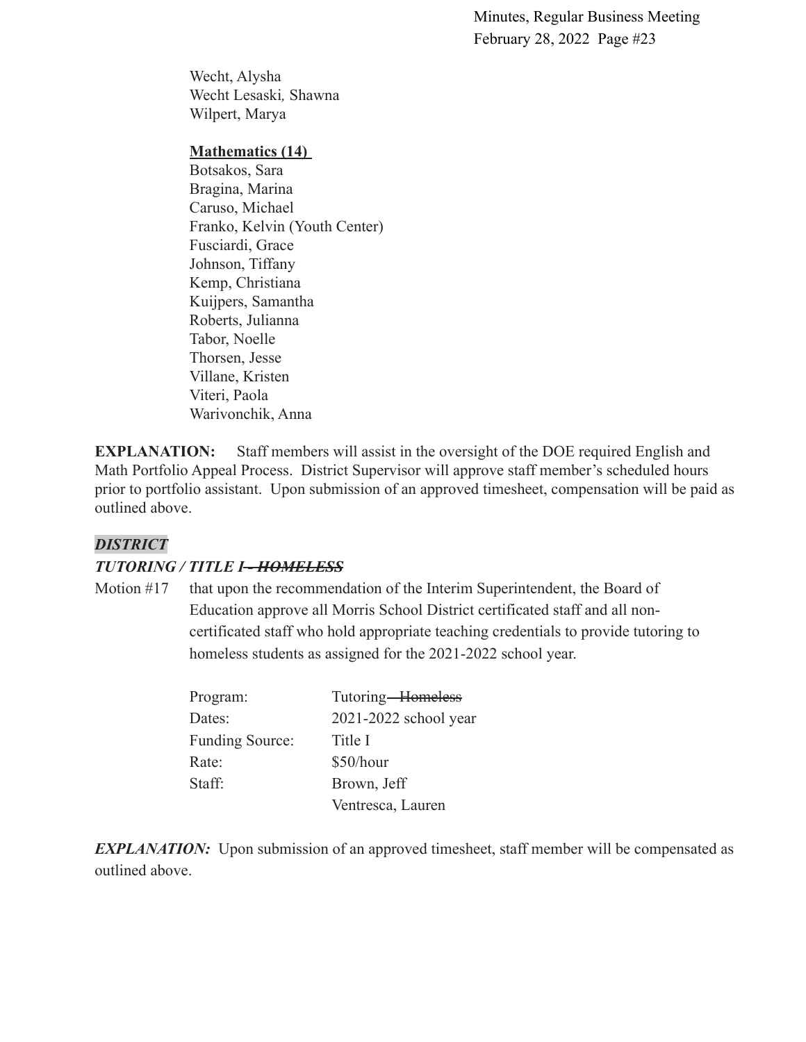Wecht, Alysha
Wecht Lesaski*,* Shawna
Wilpert, Marya

**Mathematics (14)**
Botsakos, Sara
Bragina, Marina
Caruso, Michael
Franko, Kelvin (Youth Center)
Fusciardi, Grace
Johnson, Tiffany
Kemp, Christiana
Kuijpers, Samantha
Roberts, Julianna
Tabor, Noelle
Thorsen, Jesse
Villane, Kristen
Viteri, Paola
Warivonchik, Anna

**EXPLANATION:** Staff members will assist in the oversight of the DOE required English and Math Portfolio Appeal Process. District Supervisor will approve staff member's scheduled hours prior to portfolio assistant. Upon submission of an approved timesheet, compensation will be paid as outlined above.

***DISTRICT***

***TUTORING / TITLE I~~ – HOMELESS~~***

Motion #17 that upon the recommendation of the Interim Superintendent, the Board of Education approve all Morris School District certificated staff and all non-certificated staff who hold appropriate teaching credentials to provide tutoring to homeless students as assigned for the 2021-2022 school year.

| | |
|---|---|
| Program: | Tutoring~~ – Homeless~~ |
| Dates: | 2021-2022 school year |
| Funding Source: | Title I |
| Rate: | $50/hour |
| Staff: | Brown, Jeff |
| | Ventresca, Lauren |

***EXPLANATION:*** Upon submission of an approved timesheet, staff member will be compensated as outlined above.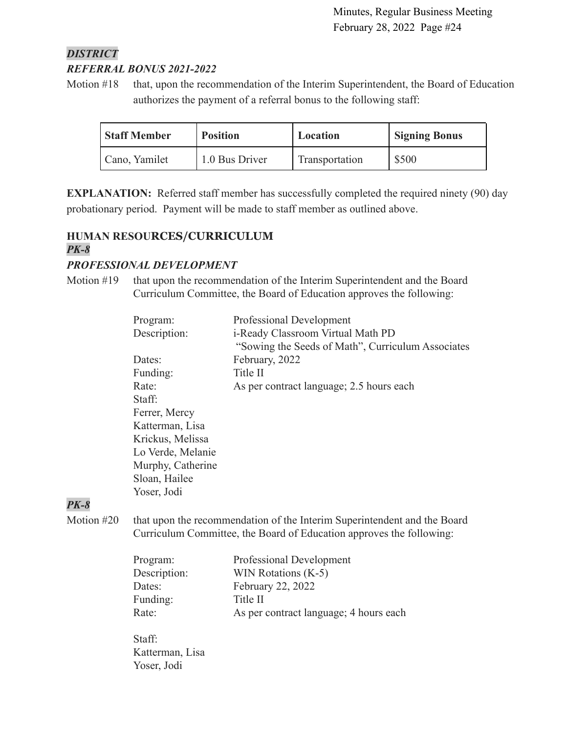***DISTRICT***

***REFERRAL BONUS 2021-2022***

Motion #18 that, upon the recommendation of the Interim Superintendent, the Board of Education authorizes the payment of a referral bonus to the following staff:

| Staff Member | Position | Location | Signing Bonus |
|---|---|---|---|
| Cano, Yamilet | 1.0 Bus Driver | Transportation | $500 |

**EXPLANATION:** Referred staff member has successfully completed the required ninety (90) day probationary period. Payment will be made to staff member as outlined above.

**HUMAN RESOURCES/CURRICULUM**

***PK-8***

***PROFESSIONAL DEVELOPMENT***

Motion #19 that upon the recommendation of the Interim Superintendent and the Board Curriculum Committee, the Board of Education approves the following:

Program: Professional Development
Description: i-Ready Classroom Virtual Math PD "Sowing the Seeds of Math", Curriculum Associates
Dates: February, 2022
Funding: Title II
Rate: As per contract language; 2.5 hours each
Staff:
Ferrer, Mercy
Katterman, Lisa
Krickus, Melissa
Lo Verde, Melanie
Murphy, Catherine
Sloan, Hailee
Yoser, Jodi

***PK-8***

Motion #20 that upon the recommendation of the Interim Superintendent and the Board Curriculum Committee, the Board of Education approves the following:

Program: Professional Development
Description: WIN Rotations (K-5)
Dates: February 22, 2022
Funding: Title II
Rate: As per contract language; 4 hours each

Staff:
Katterman, Lisa
Yoser, Jodi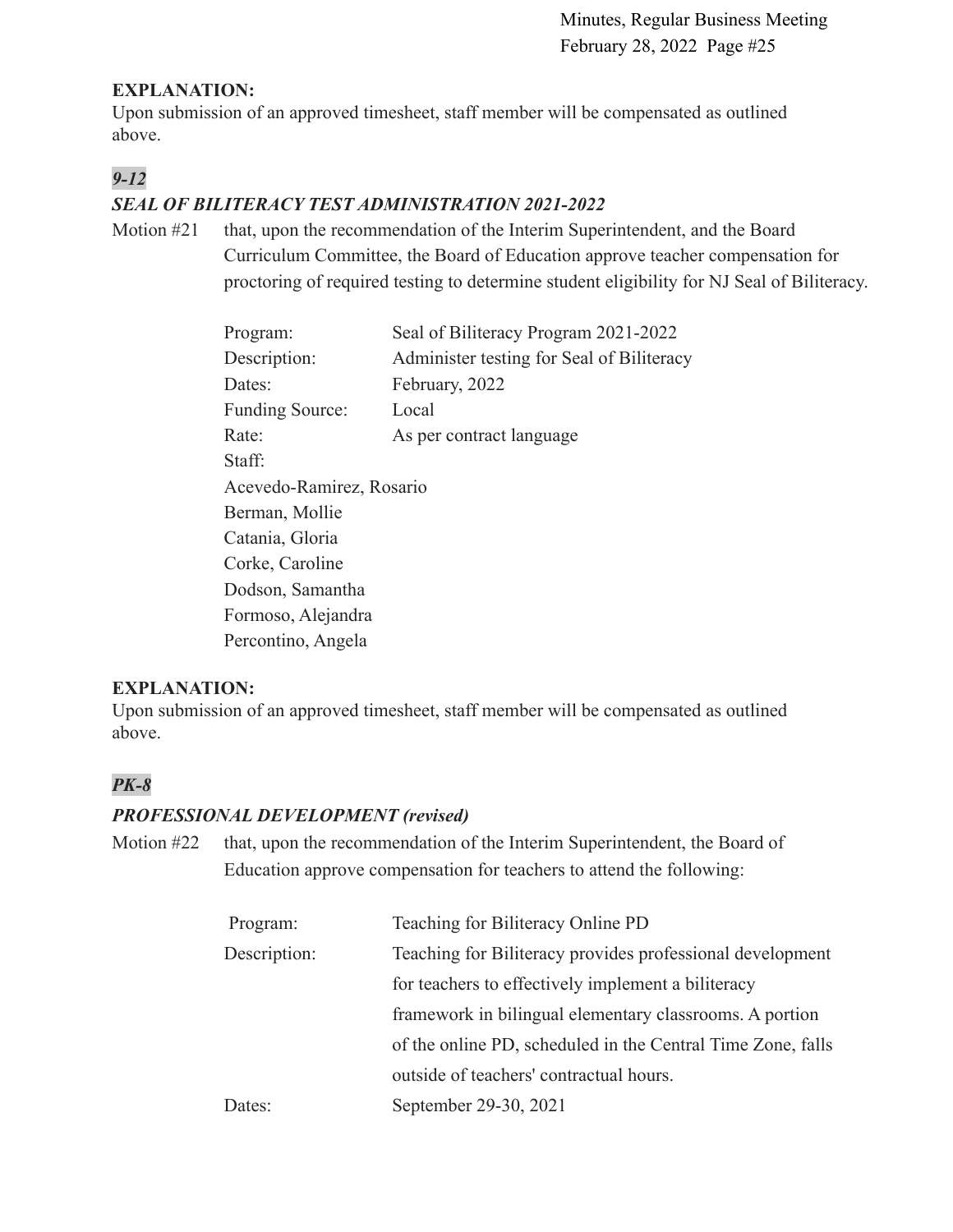**EXPLANATION:**
Upon submission of an approved timesheet, staff member will be compensated as outlined above.

***9-12***

***SEAL OF BILITERACY TEST ADMINISTRATION 2021-2022***

Motion #21 that, upon the recommendation of the Interim Superintendent, and the Board Curriculum Committee, the Board of Education approve teacher compensation for proctoring of required testing to determine student eligibility for NJ Seal of Biliteracy.

| | |
|---|---|
| Program: | Seal of Biliteracy Program 2021-2022 |
| Description: | Administer testing for Seal of Biliteracy |
| Dates: | February, 2022 |
| Funding Source: | Local |
| Rate: | As per contract language |

Staff:
Acevedo-Ramirez, Rosario
Berman, Mollie
Catania, Gloria
Corke, Caroline
Dodson, Samantha
Formoso, Alejandra
Percontino, Angela

**EXPLANATION:**
Upon submission of an approved timesheet, staff member will be compensated as outlined above.

***PK-8***

***PROFESSIONAL DEVELOPMENT (revised)***

Motion #22 that, upon the recommendation of the Interim Superintendent, the Board of Education approve compensation for teachers to attend the following:

| | |
|---|---|
| Program: | Teaching for Biliteracy Online PD |
| Description: | Teaching for Biliteracy provides professional development for teachers to effectively implement a biliteracy framework in bilingual elementary classrooms. A portion of the online PD, scheduled in the Central Time Zone, falls outside of teachers' contractual hours. |
| Dates: | September 29-30, 2021 |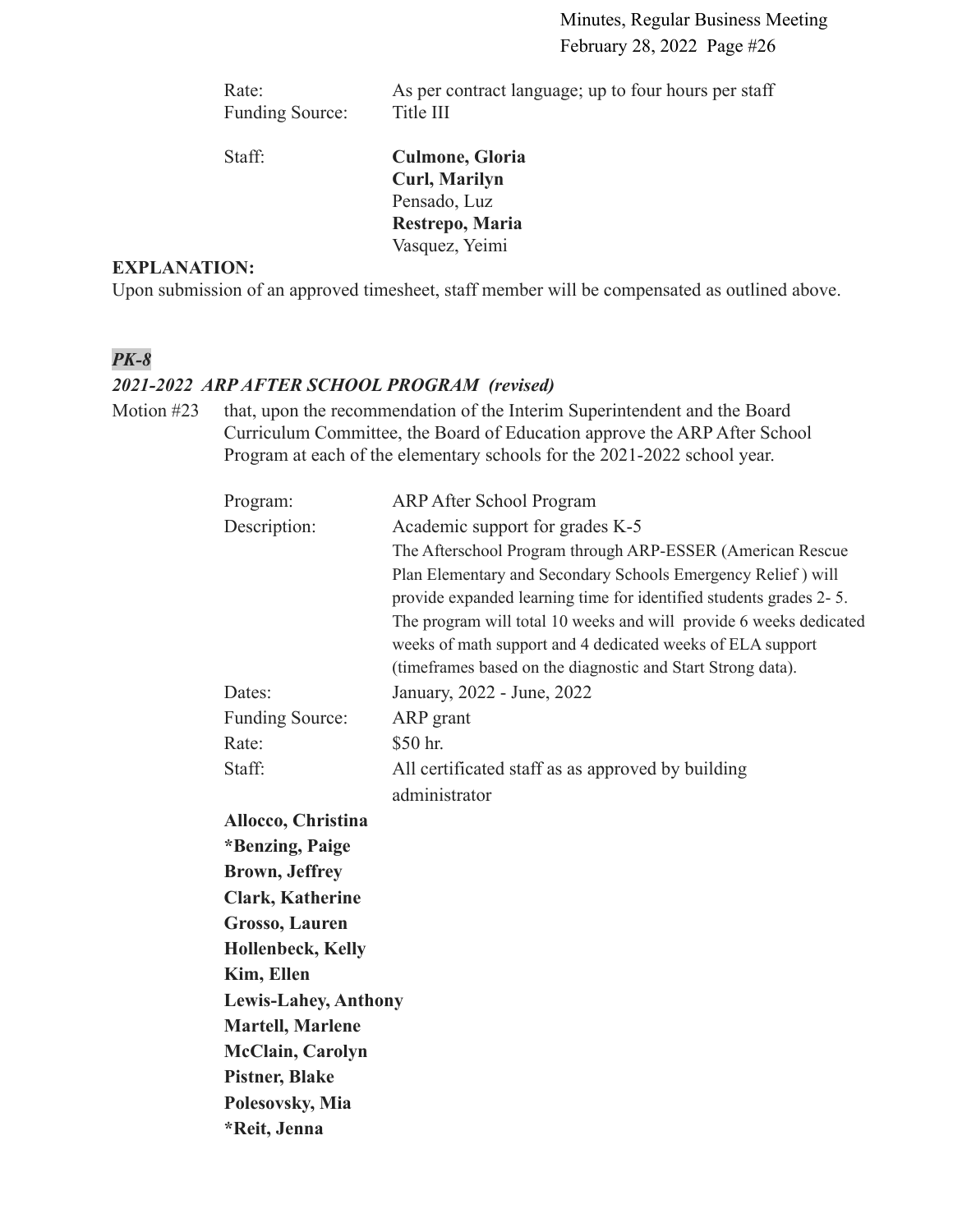| | |
|---|---|
| Rate: | As per contract language; up to four hours per staff |
| Funding Source: | Title III |
| Staff: | **Culmone, Gloria**<br>**Curl, Marilyn**<br>Pensado, Luz<br>**Restrepo, Maria**<br>Vasquez, Yeimi |

**EXPLANATION:**
Upon submission of an approved timesheet, staff member will be compensated as outlined above.

***PK-8***

***2021-2022 ARP AFTER SCHOOL PROGRAM (revised)***

Motion #23 that, upon the recommendation of the Interim Superintendent and the Board Curriculum Committee, the Board of Education approve the ARP After School Program at each of the elementary schools for the 2021-2022 school year.

| | |
|---|---|
| Program: | ARP After School Program |
| Description: | Academic support for grades K-5<br>The Afterschool Program through ARP-ESSER (American Rescue Plan Elementary and Secondary Schools Emergency Relief ) will provide expanded learning time for identified students grades 2- 5. The program will total 10 weeks and will provide 6 weeks dedicated weeks of math support and 4 dedicated weeks of ELA support (timeframes based on the diagnostic and Start Strong data). |
| Dates: | January, 2022 - June, 2022 |
| Funding Source: | ARP grant |
| Rate: | $50 hr. |
| Staff: | All certificated staff as as approved by building administrator |

**Allocco, Christina**
**\*Benzing, Paige**
**Brown, Jeffrey**
**Clark, Katherine**
**Grosso, Lauren**
**Hollenbeck, Kelly**
**Kim, Ellen**
**Lewis-Lahey, Anthony**
**Martell, Marlene**
**McClain, Carolyn**
**Pistner, Blake**
**Polesovsky, Mia**
**\*Reit, Jenna**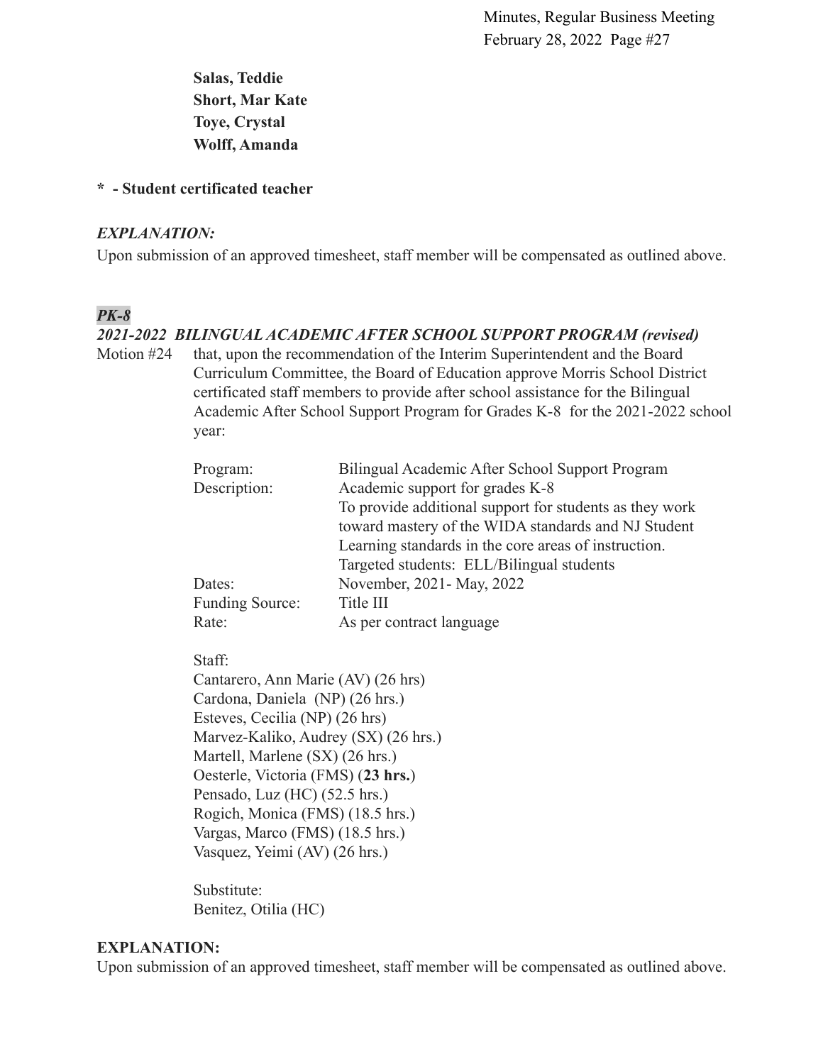**Salas, Teddie**
**Short, Mar Kate**
**Toye, Crystal**
**Wolff, Amanda**

**\* - Student certificated teacher**

***EXPLANATION:***
Upon submission of an approved timesheet, staff member will be compensated as outlined above.

***PK-8***
***2021-2022 BILINGUAL ACADEMIC AFTER SCHOOL SUPPORT PROGRAM (revised)***

Motion #24 that, upon the recommendation of the Interim Superintendent and the Board Curriculum Committee, the Board of Education approve Morris School District certificated staff members to provide after school assistance for the Bilingual Academic After School Support Program for Grades K-8 for the 2021-2022 school year:

| | |
|---|---|
| Program: | Bilingual Academic After School Support Program |
| Description: | Academic support for grades K-8<br>To provide additional support for students as they work toward mastery of the WIDA standards and NJ Student Learning standards in the core areas of instruction.<br>Targeted students: ELL/Bilingual students |
| Dates: | November, 2021- May, 2022 |
| Funding Source: | Title III |
| Rate: | As per contract language |

Staff:
Cantarero, Ann Marie (AV) (26 hrs)
Cardona, Daniela (NP) (26 hrs.)
Esteves, Cecilia (NP) (26 hrs)
Marvez-Kaliko, Audrey (SX) (26 hrs.)
Martell, Marlene (SX) (26 hrs.)
Oesterle, Victoria (FMS) (**23 hrs.**)
Pensado, Luz (HC) (52.5 hrs.)
Rogich, Monica (FMS) (18.5 hrs.)
Vargas, Marco (FMS) (18.5 hrs.)
Vasquez, Yeimi (AV) (26 hrs.)

Substitute:
Benitez, Otilia (HC)

**EXPLANATION:**
Upon submission of an approved timesheet, staff member will be compensated as outlined above.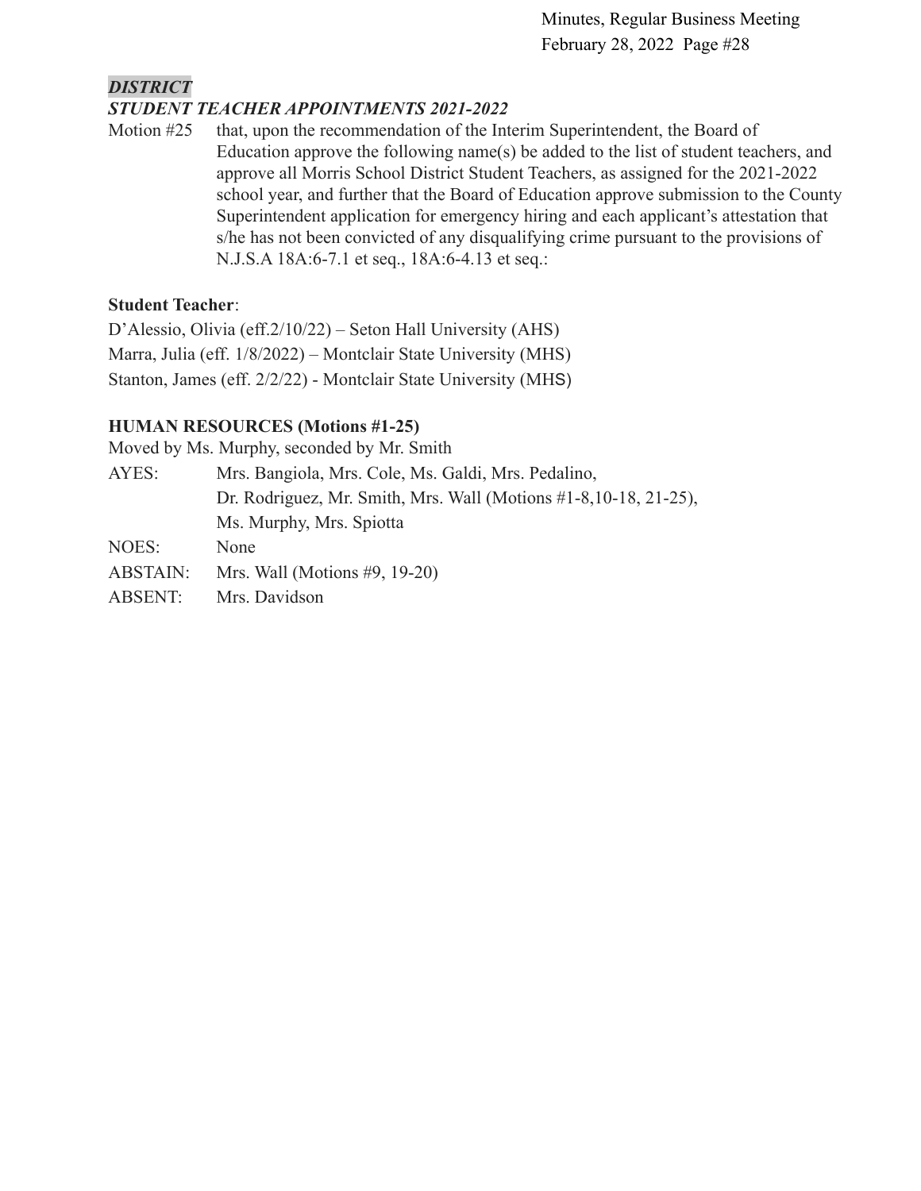***DISTRICT***

***STUDENT TEACHER APPOINTMENTS 2021-2022***

Motion #25 that, upon the recommendation of the Interim Superintendent, the Board of Education approve the following name(s) be added to the list of student teachers, and approve all Morris School District Student Teachers, as assigned for the 2021-2022 school year, and further that the Board of Education approve submission to the County Superintendent application for emergency hiring and each applicant's attestation that s/he has not been convicted of any disqualifying crime pursuant to the provisions of N.J.S.A 18A:6-7.1 et seq., 18A:6-4.13 et seq.:

**Student Teacher**:

D'Alessio, Olivia (eff.2/10/22) – Seton Hall University (AHS)
Marra, Julia (eff. 1/8/2022) – Montclair State University (MHS)
Stanton, James (eff. 2/2/22) - Montclair State University (MHS)

**HUMAN RESOURCES (Motions #1-25)**

Moved by Ms. Murphy, seconded by Mr. Smith

AYES: Mrs. Bangiola, Mrs. Cole, Ms. Galdi, Mrs. Pedalino, Dr. Rodriguez, Mr. Smith, Mrs. Wall (Motions #1-8,10-18, 21-25), Ms. Murphy, Mrs. Spiotta

NOES: None

ABSTAIN: Mrs. Wall (Motions #9, 19-20)

ABSENT: Mrs. Davidson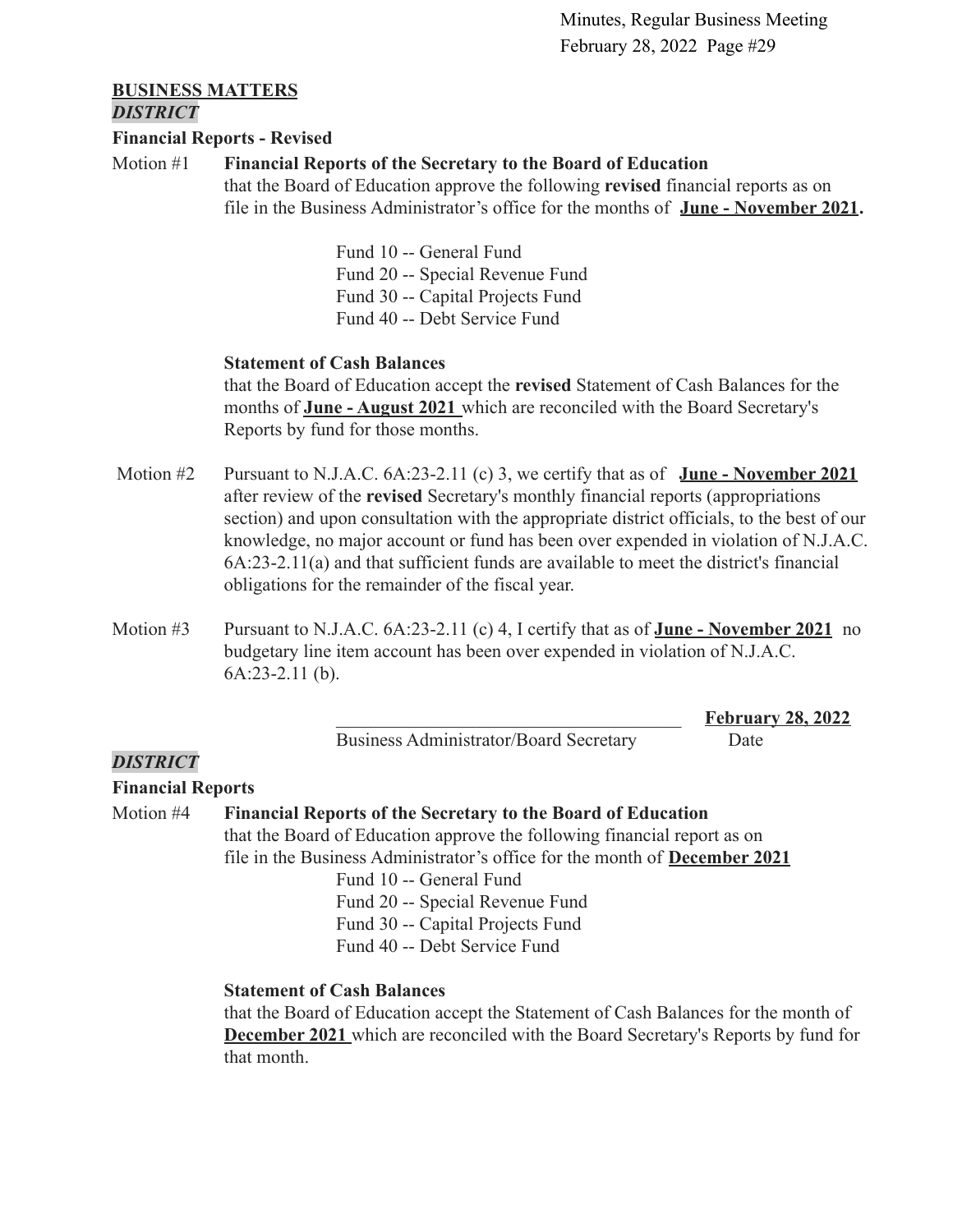## BUSINESS MATTERS

***DISTRICT***

**Financial Reports - Revised**

Motion #1 **Financial Reports of the Secretary to the Board of Education**
that the Board of Education approve the following **revised** financial reports as on file in the Business Administrator's office for the months of **June - November 2021.**

Fund 10 -- General Fund
Fund 20 -- Special Revenue Fund
Fund 30 -- Capital Projects Fund
Fund 40 -- Debt Service Fund

**Statement of Cash Balances**
that the Board of Education accept the **revised** Statement of Cash Balances for the months of **June - August 2021** which are reconciled with the Board Secretary's Reports by fund for those months.

Motion #2 Pursuant to N.J.A.C. 6A:23-2.11 (c) 3, we certify that as of **June - November 2021** after review of the **revised** Secretary's monthly financial reports (appropriations section) and upon consultation with the appropriate district officials, to the best of our knowledge, no major account or fund has been over expended in violation of N.J.A.C. 6A:23-2.11(a) and that sufficient funds are available to meet the district's financial obligations for the remainder of the fiscal year.

Motion #3 Pursuant to N.J.A.C. 6A:23-2.11 (c) 4, I certify that as of **June - November 2021** no budgetary line item account has been over expended in violation of N.J.A.C. 6A:23-2.11 (b).

\_\_\_\_\_\_\_\_\_\_\_\_\_\_\_\_\_\_\_\_\_\_\_\_\_\_\_\_\_\_\_\_\_\_\_\_\_\_ **February 28, 2022**
Business Administrator/Board Secretary Date

***DISTRICT***

**Financial Reports**

Motion #4 **Financial Reports of the Secretary to the Board of Education**
that the Board of Education approve the following financial report as on file in the Business Administrator's office for the month of **December 2021**

Fund 10 -- General Fund
Fund 20 -- Special Revenue Fund
Fund 30 -- Capital Projects Fund
Fund 40 -- Debt Service Fund

**Statement of Cash Balances**
that the Board of Education accept the Statement of Cash Balances for the month of **December 2021** which are reconciled with the Board Secretary's Reports by fund for that month.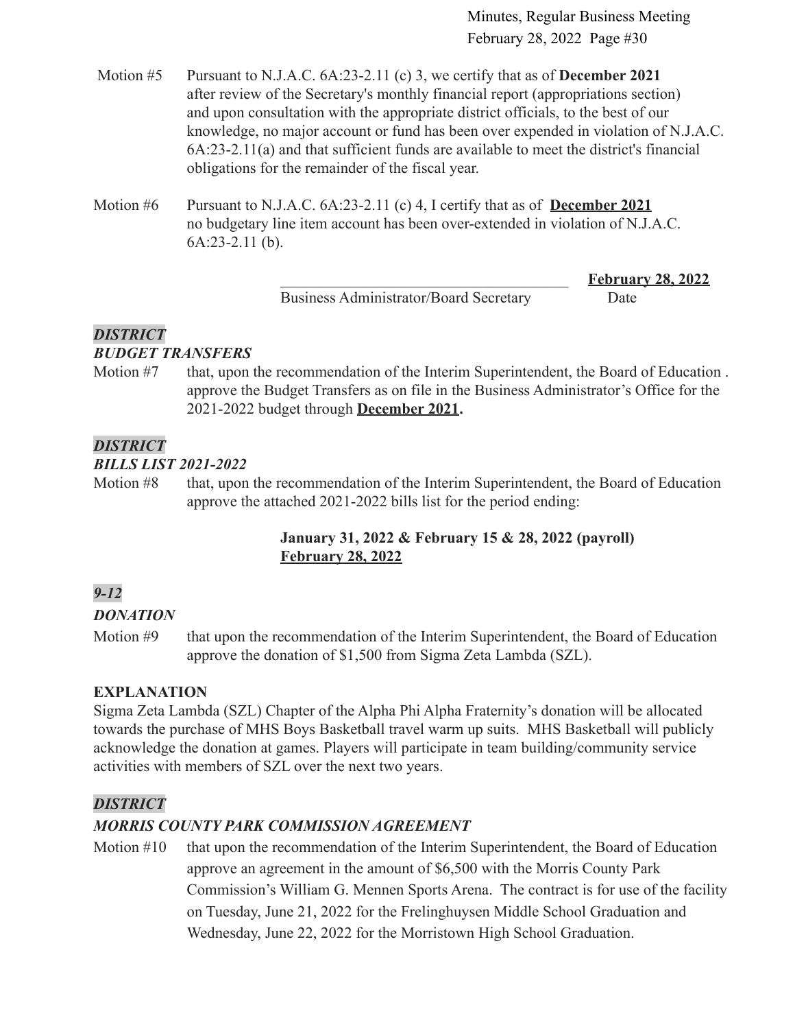Motion #5 Pursuant to N.J.A.C. 6A:23-2.11 (c) 3, we certify that as of **December 2021** after review of the Secretary's monthly financial report (appropriations section) and upon consultation with the appropriate district officials, to the best of our knowledge, no major account or fund has been over expended in violation of N.J.A.C. 6A:23-2.11(a) and that sufficient funds are available to meet the district's financial obligations for the remainder of the fiscal year.

Motion #6 Pursuant to N.J.A.C. 6A:23-2.11 (c) 4, I certify that as of **December 2021** no budgetary line item account has been over-extended in violation of N.J.A.C. 6A:23-2.11 (b).

______________________________________ **February 28, 2022**
Business Administrator/Board Secretary Date

***DISTRICT***
***BUDGET TRANSFERS***

Motion #7 that, upon the recommendation of the Interim Superintendent, the Board of Education . approve the Budget Transfers as on file in the Business Administrator's Office for the 2021-2022 budget through **December 2021.**

***DISTRICT***
***BILLS LIST 2021-2022***

Motion #8 that, upon the recommendation of the Interim Superintendent, the Board of Education approve the attached 2021-2022 bills list for the period ending:

**January 31, 2022 & February 15 & 28, 2022 (payroll)**
**February 28, 2022**

***9-12***
***DONATION***

Motion #9 that upon the recommendation of the Interim Superintendent, the Board of Education approve the donation of $1,500 from Sigma Zeta Lambda (SZL).

**EXPLANATION**
Sigma Zeta Lambda (SZL) Chapter of the Alpha Phi Alpha Fraternity's donation will be allocated towards the purchase of MHS Boys Basketball travel warm up suits. MHS Basketball will publicly acknowledge the donation at games. Players will participate in team building/community service activities with members of SZL over the next two years.

***DISTRICT***
***MORRIS COUNTY PARK COMMISSION AGREEMENT***

Motion #10 that upon the recommendation of the Interim Superintendent, the Board of Education approve an agreement in the amount of $6,500 with the Morris County Park Commission's William G. Mennen Sports Arena. The contract is for use of the facility on Tuesday, June 21, 2022 for the Frelinghuysen Middle School Graduation and Wednesday, June 22, 2022 for the Morristown High School Graduation.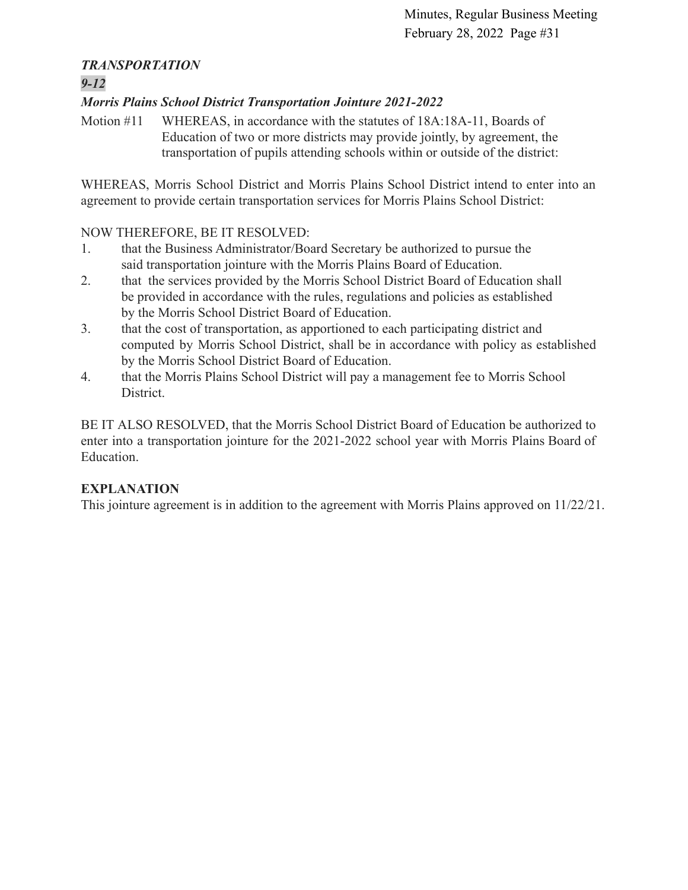***TRANSPORTATION***

***9-12***

***Morris Plains School District Transportation Jointure 2021-2022***

Motion #11 WHEREAS, in accordance with the statutes of 18A:18A-11, Boards of Education of two or more districts may provide jointly, by agreement, the transportation of pupils attending schools within or outside of the district:

WHEREAS, Morris School District and Morris Plains School District intend to enter into an agreement to provide certain transportation services for Morris Plains School District:

NOW THEREFORE, BE IT RESOLVED:

1. that the Business Administrator/Board Secretary be authorized to pursue the said transportation jointure with the Morris Plains Board of Education.
2. that the services provided by the Morris School District Board of Education shall be provided in accordance with the rules, regulations and policies as established by the Morris School District Board of Education.
3. that the cost of transportation, as apportioned to each participating district and computed by Morris School District, shall be in accordance with policy as established by the Morris School District Board of Education.
4. that the Morris Plains School District will pay a management fee to Morris School District.

BE IT ALSO RESOLVED, that the Morris School District Board of Education be authorized to enter into a transportation jointure for the 2021-2022 school year with Morris Plains Board of Education.

**EXPLANATION**

This jointure agreement is in addition to the agreement with Morris Plains approved on 11/22/21.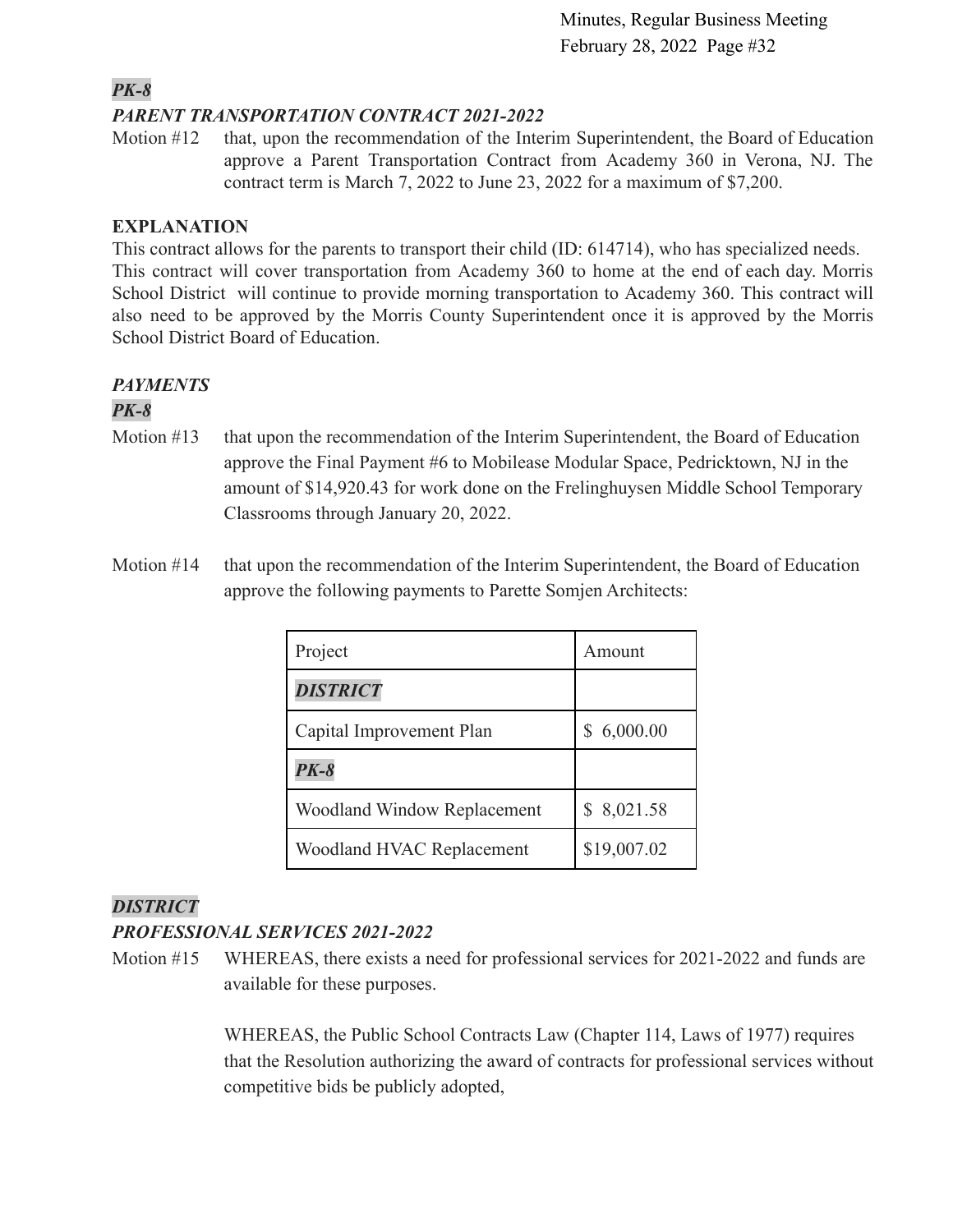***PK-8***

***PARENT TRANSPORTATION CONTRACT 2021-2022***

Motion #12 that, upon the recommendation of the Interim Superintendent, the Board of Education approve a Parent Transportation Contract from Academy 360 in Verona, NJ. The contract term is March 7, 2022 to June 23, 2022 for a maximum of $7,200.

**EXPLANATION**

This contract allows for the parents to transport their child (ID: 614714), who has specialized needs. This contract will cover transportation from Academy 360 to home at the end of each day. Morris School District will continue to provide morning transportation to Academy 360. This contract will also need to be approved by the Morris County Superintendent once it is approved by the Morris School District Board of Education.

***PAYMENTS***

***PK-8***

Motion #13 that upon the recommendation of the Interim Superintendent, the Board of Education approve the Final Payment #6 to Mobilease Modular Space, Pedricktown, NJ in the amount of $14,920.43 for work done on the Frelinghuysen Middle School Temporary Classrooms through January 20, 2022.

Motion #14 that upon the recommendation of the Interim Superintendent, the Board of Education approve the following payments to Parette Somjen Architects:

| Project | Amount |
|---|---|
| ***DISTRICT*** | |
| Capital Improvement Plan | $ 6,000.00 |
| ***PK-8*** | |
| Woodland Window Replacement | $ 8,021.58 |
| Woodland HVAC Replacement | $19,007.02 |

***DISTRICT***

***PROFESSIONAL SERVICES 2021-2022***

Motion #15 WHEREAS, there exists a need for professional services for 2021-2022 and funds are available for these purposes.

WHEREAS, the Public School Contracts Law (Chapter 114, Laws of 1977) requires that the Resolution authorizing the award of contracts for professional services without competitive bids be publicly adopted,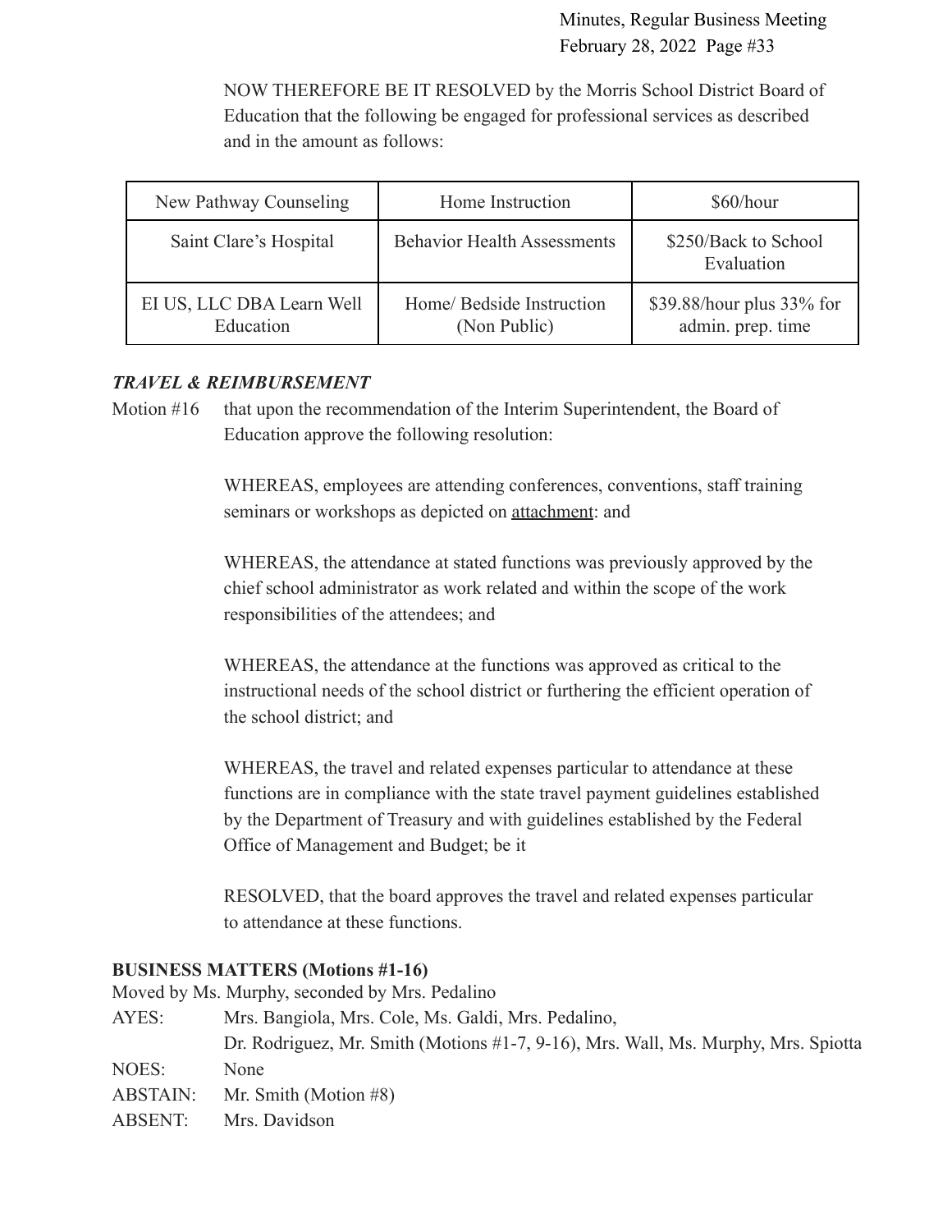NOW THEREFORE BE IT RESOLVED by the Morris School District Board of Education that the following be engaged for professional services as described and in the amount as follows:

| New Pathway Counseling | Home Instruction | $60/hour |
|---|---|---|
| Saint Clare's Hospital | Behavior Health Assessments | $250/Back to School Evaluation |
| EI US, LLC DBA Learn Well Education | Home/ Bedside Instruction (Non Public) | $39.88/hour plus 33% for admin. prep. time |

***TRAVEL & REIMBURSEMENT***

Motion #16 that upon the recommendation of the Interim Superintendent, the Board of Education approve the following resolution:

WHEREAS, employees are attending conferences, conventions, staff training seminars or workshops as depicted on attachment: and

WHEREAS, the attendance at stated functions was previously approved by the chief school administrator as work related and within the scope of the work responsibilities of the attendees; and

WHEREAS, the attendance at the functions was approved as critical to the instructional needs of the school district or furthering the efficient operation of the school district; and

WHEREAS, the travel and related expenses particular to attendance at these functions are in compliance with the state travel payment guidelines established by the Department of Treasury and with guidelines established by the Federal Office of Management and Budget; be it

RESOLVED, that the board approves the travel and related expenses particular to attendance at these functions.

**BUSINESS MATTERS (Motions #1-16)**

Moved by Ms. Murphy, seconded by Mrs. Pedalino

AYES: Mrs. Bangiola, Mrs. Cole, Ms. Galdi, Mrs. Pedalino, Dr. Rodriguez, Mr. Smith (Motions #1-7, 9-16), Mrs. Wall, Ms. Murphy, Mrs. Spiotta

NOES: None

ABSTAIN: Mr. Smith (Motion #8)

ABSENT: Mrs. Davidson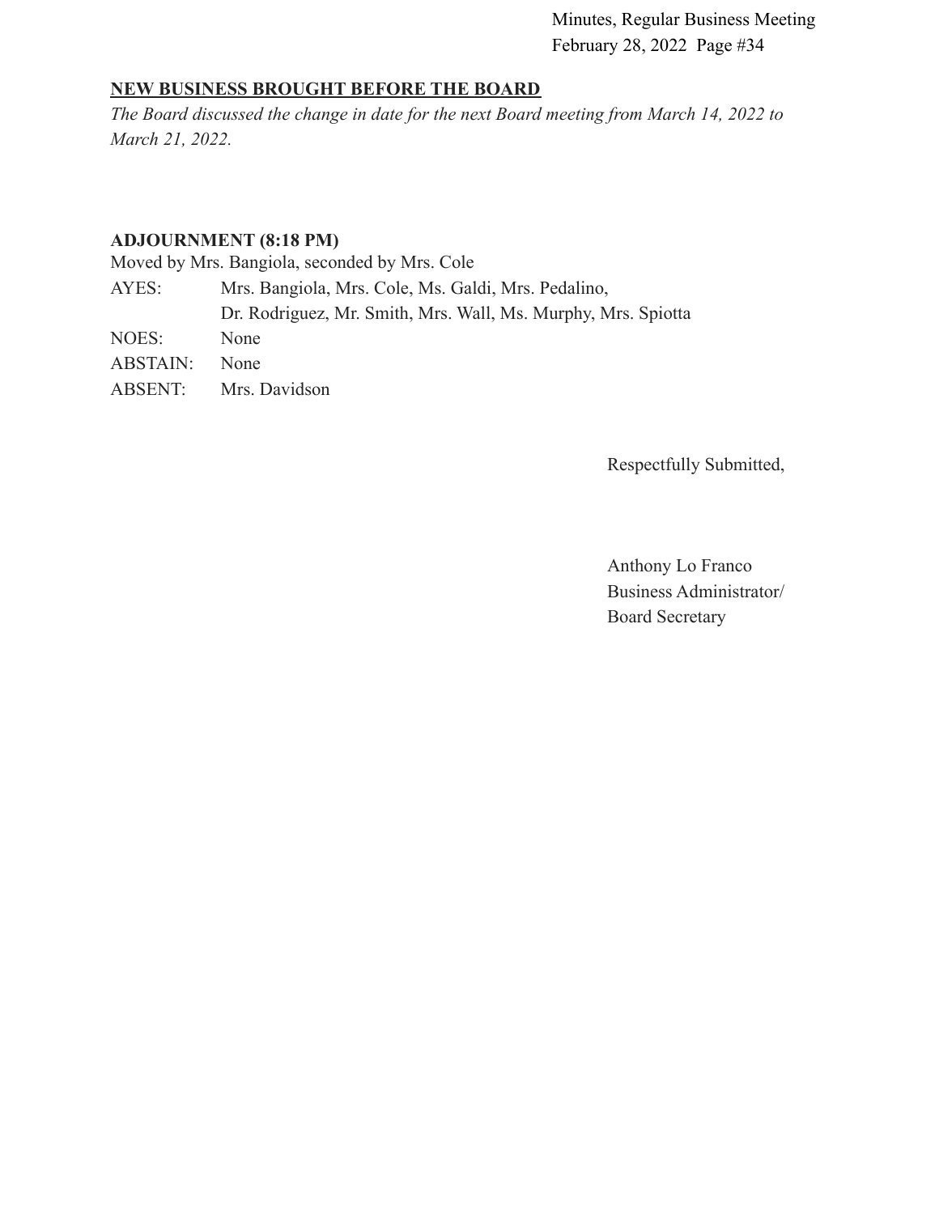## NEW BUSINESS BROUGHT BEFORE THE BOARD

*The Board discussed the change in date for the next Board meeting from March 14, 2022 to March 21, 2022.*

**ADJOURNMENT (8:18 PM)**

Moved by Mrs. Bangiola, seconded by Mrs. Cole

| | |
|---|---|
| AYES: | Mrs. Bangiola, Mrs. Cole, Ms. Galdi, Mrs. Pedalino, Dr. Rodriguez, Mr. Smith, Mrs. Wall, Ms. Murphy, Mrs. Spiotta |
| NOES: | None |
| ABSTAIN: | None |
| ABSENT: | Mrs. Davidson |

Respectfully Submitted,

Anthony Lo Franco
Business Administrator/
Board Secretary